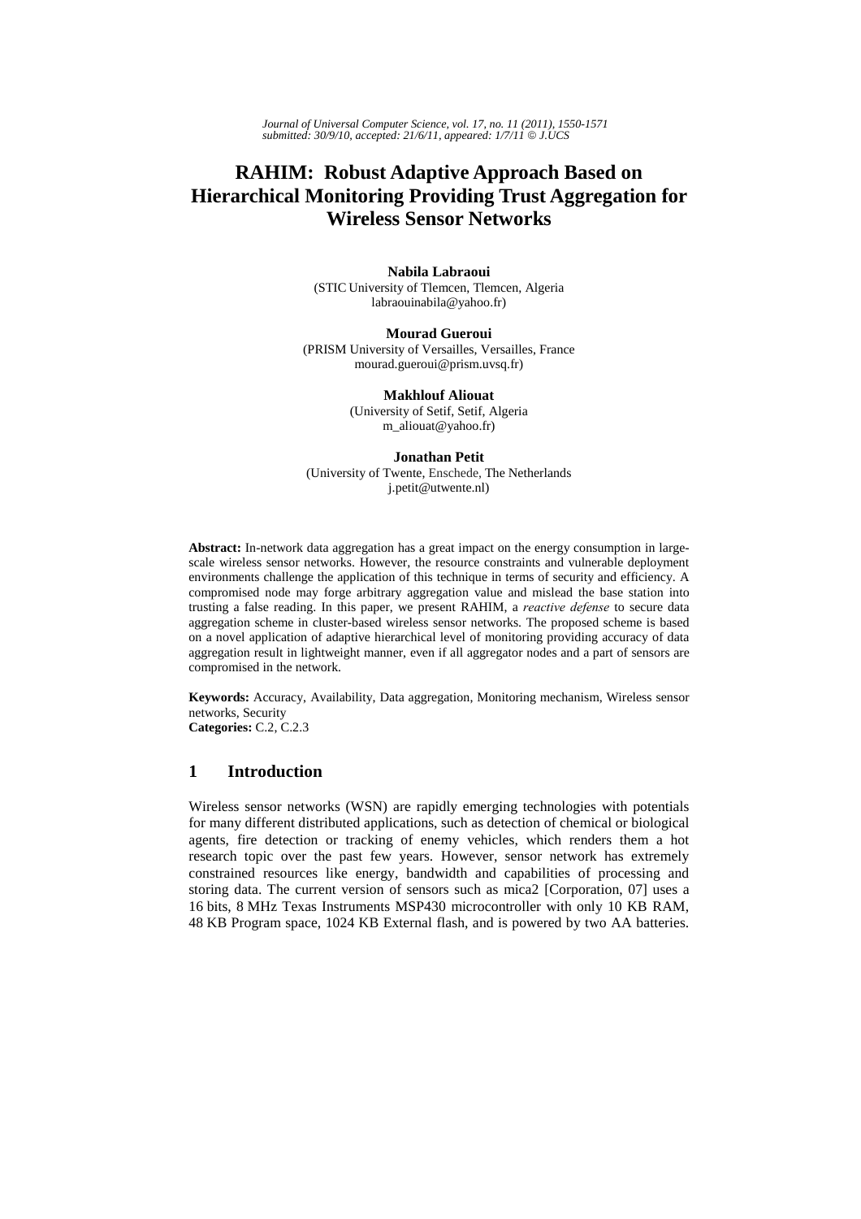# RAHIM: Robust Adaptive Approach Based on Hierarchical Monitoring Providing Trust Aggregation for Wireless Sensor Networks

**Nabila Labraoui**
(STIC University of Tlemcen, Tlemcen, Algeria
labraouinabila@yahoo.fr)

**Mourad Gueroui**
(PRISM University of Versailles, Versailles, France
mourad.gueroui@prism.uvsq.fr)

**Makhlouf Aliouat**
(University of Setif, Setif, Algeria
m_aliouat@yahoo.fr)

**Jonathan Petit**
(University of Twente, Enschede, The Netherlands
j.petit@utwente.nl)

**Abstract:** In-network data aggregation has a great impact on the energy consumption in large-scale wireless sensor networks. However, the resource constraints and vulnerable deployment environments challenge the application of this technique in terms of security and efficiency. A compromised node may forge arbitrary aggregation value and mislead the base station into trusting a false reading. In this paper, we present RAHIM, a *reactive defense* to secure data aggregation scheme in cluster-based wireless sensor networks. The proposed scheme is based on a novel application of adaptive hierarchical level of monitoring providing accuracy of data aggregation result in lightweight manner, even if all aggregator nodes and a part of sensors are compromised in the network.

**Keywords:** Accuracy, Availability, Data aggregation, Monitoring mechanism, Wireless sensor networks, Security
**Categories:** C.2, C.2.3

## 1 Introduction

Wireless sensor networks (WSN) are rapidly emerging technologies with potentials for many different distributed applications, such as detection of chemical or biological agents, fire detection or tracking of enemy vehicles, which renders them a hot research topic over the past few years. However, sensor network has extremely constrained resources like energy, bandwidth and capabilities of processing and storing data. The current version of sensors such as mica2 [Corporation, 07] uses a 16 bits, 8 MHz Texas Instruments MSP430 microcontroller with only 10 KB RAM, 48 KB Program space, 1024 KB External flash, and is powered by two AA batteries.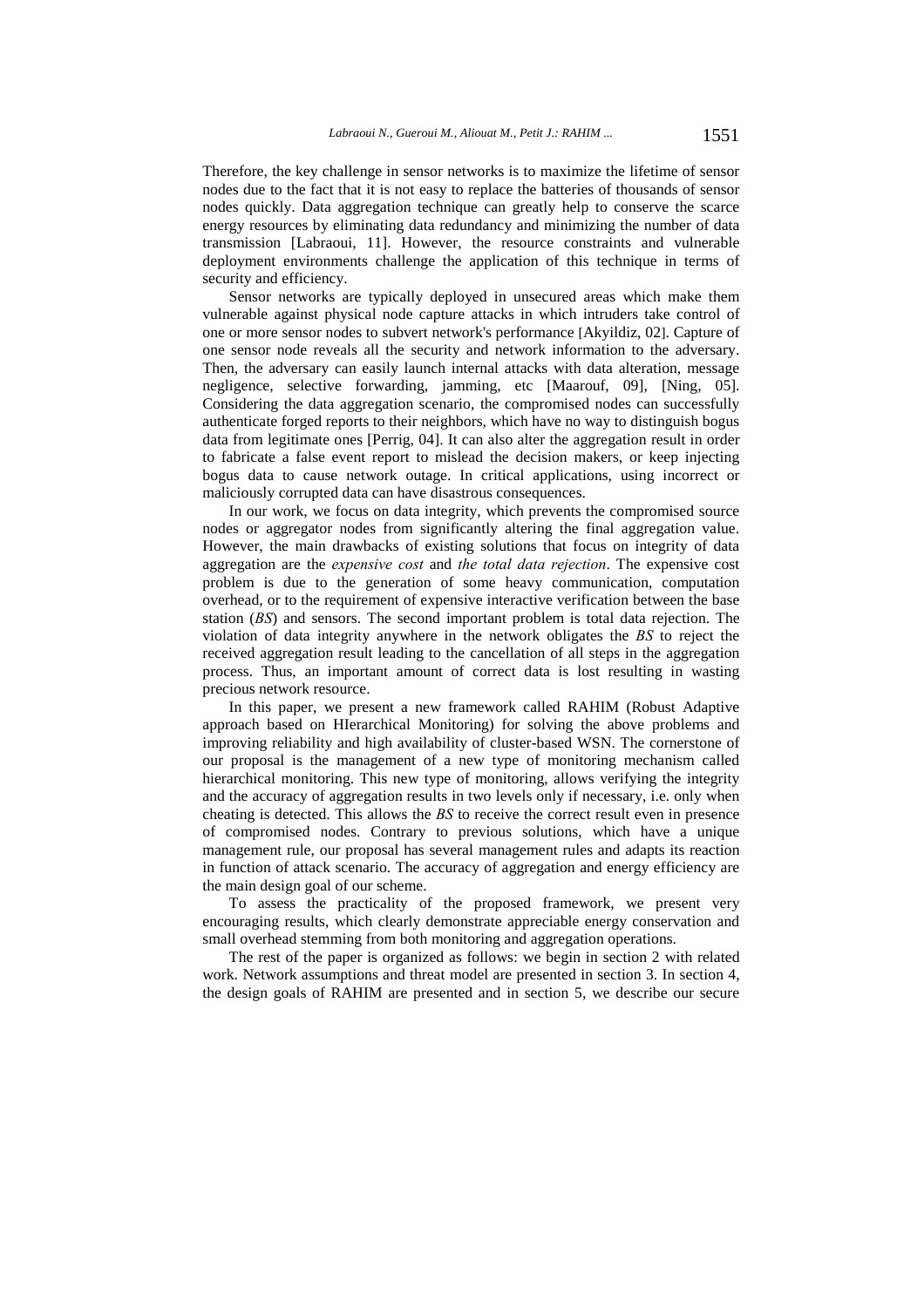Therefore, the key challenge in sensor networks is to maximize the lifetime of sensor nodes due to the fact that it is not easy to replace the batteries of thousands of sensor nodes quickly. Data aggregation technique can greatly help to conserve the scarce energy resources by eliminating data redundancy and minimizing the number of data transmission [Labraoui, 11]. However, the resource constraints and vulnerable deployment environments challenge the application of this technique in terms of security and efficiency.

Sensor networks are typically deployed in unsecured areas which make them vulnerable against physical node capture attacks in which intruders take control of one or more sensor nodes to subvert network's performance [Akyildiz, 02]. Capture of one sensor node reveals all the security and network information to the adversary. Then, the adversary can easily launch internal attacks with data alteration, message negligence, selective forwarding, jamming, etc [Maarouf, 09], [Ning, 05]. Considering the data aggregation scenario, the compromised nodes can successfully authenticate forged reports to their neighbors, which have no way to distinguish bogus data from legitimate ones [Perrig, 04]. It can also alter the aggregation result in order to fabricate a false event report to mislead the decision makers, or keep injecting bogus data to cause network outage. In critical applications, using incorrect or maliciously corrupted data can have disastrous consequences.

In our work, we focus on data integrity, which prevents the compromised source nodes or aggregator nodes from significantly altering the final aggregation value. However, the main drawbacks of existing solutions that focus on integrity of data aggregation are the *expensive cost* and *the total data rejection*. The expensive cost problem is due to the generation of some heavy communication, computation overhead, or to the requirement of expensive interactive verification between the base station (*BS*) and sensors. The second important problem is total data rejection. The violation of data integrity anywhere in the network obligates the *BS* to reject the received aggregation result leading to the cancellation of all steps in the aggregation process. Thus, an important amount of correct data is lost resulting in wasting precious network resource.

In this paper, we present a new framework called RAHIM (Robust Adaptive approach based on HIerarchical Monitoring) for solving the above problems and improving reliability and high availability of cluster-based WSN. The cornerstone of our proposal is the management of a new type of monitoring mechanism called hierarchical monitoring. This new type of monitoring, allows verifying the integrity and the accuracy of aggregation results in two levels only if necessary, i.e. only when cheating is detected. This allows the *BS* to receive the correct result even in presence of compromised nodes. Contrary to previous solutions, which have a unique management rule, our proposal has several management rules and adapts its reaction in function of attack scenario. The accuracy of aggregation and energy efficiency are the main design goal of our scheme.

To assess the practicality of the proposed framework, we present very encouraging results, which clearly demonstrate appreciable energy conservation and small overhead stemming from both monitoring and aggregation operations.

The rest of the paper is organized as follows: we begin in section 2 with related work. Network assumptions and threat model are presented in section 3. In section 4, the design goals of RAHIM are presented and in section 5, we describe our secure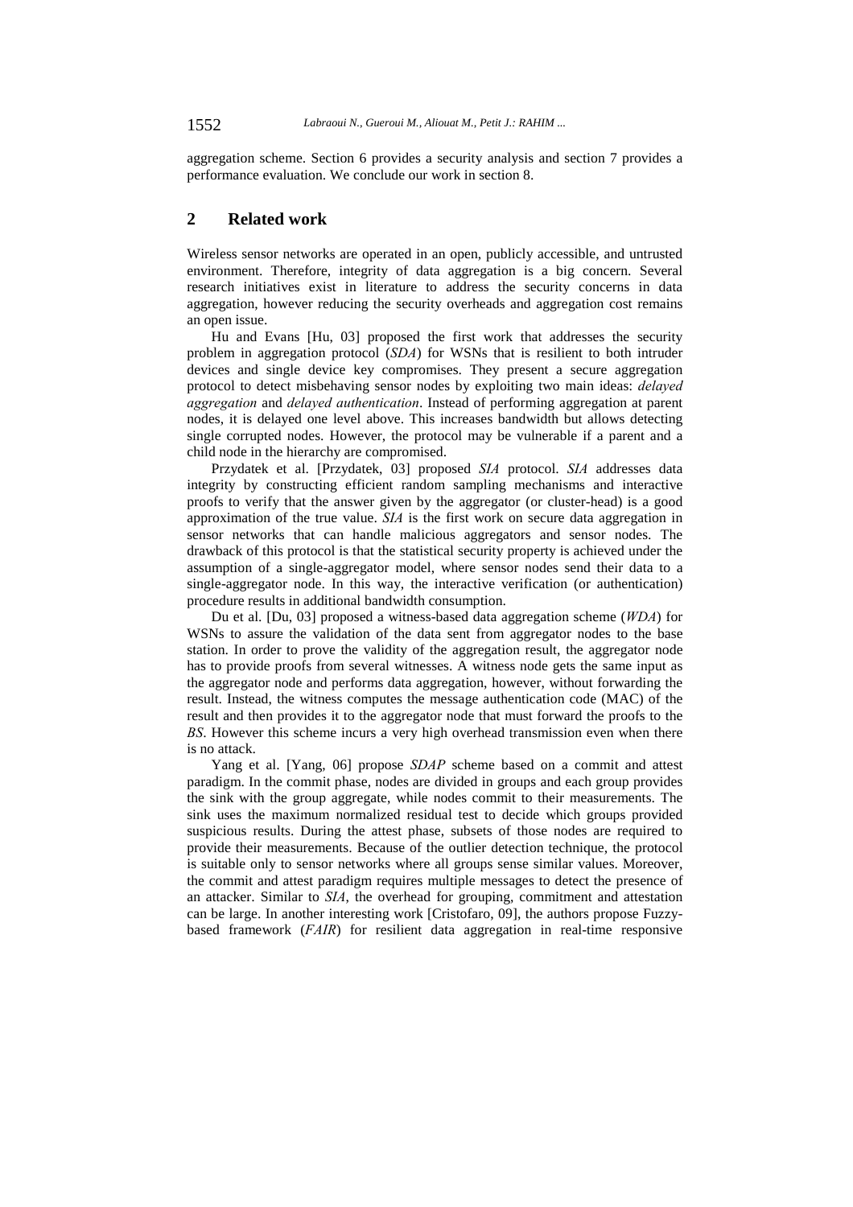aggregation scheme. Section 6 provides a security analysis and section 7 provides a performance evaluation. We conclude our work in section 8.

## 2 Related work

Wireless sensor networks are operated in an open, publicly accessible, and untrusted environment. Therefore, integrity of data aggregation is a big concern. Several research initiatives exist in literature to address the security concerns in data aggregation, however reducing the security overheads and aggregation cost remains an open issue.

Hu and Evans [Hu, 03] proposed the first work that addresses the security problem in aggregation protocol (*SDA*) for WSNs that is resilient to both intruder devices and single device key compromises. They present a secure aggregation protocol to detect misbehaving sensor nodes by exploiting two main ideas: *delayed aggregation* and *delayed authentication*. Instead of performing aggregation at parent nodes, it is delayed one level above. This increases bandwidth but allows detecting single corrupted nodes. However, the protocol may be vulnerable if a parent and a child node in the hierarchy are compromised.

Przydatek et al. [Przydatek, 03] proposed *SIA* protocol. *SIA* addresses data integrity by constructing efficient random sampling mechanisms and interactive proofs to verify that the answer given by the aggregator (or cluster-head) is a good approximation of the true value. *SIA* is the first work on secure data aggregation in sensor networks that can handle malicious aggregators and sensor nodes. The drawback of this protocol is that the statistical security property is achieved under the assumption of a single-aggregator model, where sensor nodes send their data to a single-aggregator node. In this way, the interactive verification (or authentication) procedure results in additional bandwidth consumption.

Du et al. [Du, 03] proposed a witness-based data aggregation scheme (*WDA*) for WSNs to assure the validation of the data sent from aggregator nodes to the base station. In order to prove the validity of the aggregation result, the aggregator node has to provide proofs from several witnesses. A witness node gets the same input as the aggregator node and performs data aggregation, however, without forwarding the result. Instead, the witness computes the message authentication code (MAC) of the result and then provides it to the aggregator node that must forward the proofs to the *BS*. However this scheme incurs a very high overhead transmission even when there is no attack.

Yang et al. [Yang, 06] propose *SDAP* scheme based on a commit and attest paradigm. In the commit phase, nodes are divided in groups and each group provides the sink with the group aggregate, while nodes commit to their measurements. The sink uses the maximum normalized residual test to decide which groups provided suspicious results. During the attest phase, subsets of those nodes are required to provide their measurements. Because of the outlier detection technique, the protocol is suitable only to sensor networks where all groups sense similar values. Moreover, the commit and attest paradigm requires multiple messages to detect the presence of an attacker. Similar to *SIA*, the overhead for grouping, commitment and attestation can be large. In another interesting work [Cristofaro, 09], the authors propose Fuzzy-based framework (*FAIR*) for resilient data aggregation in real-time responsive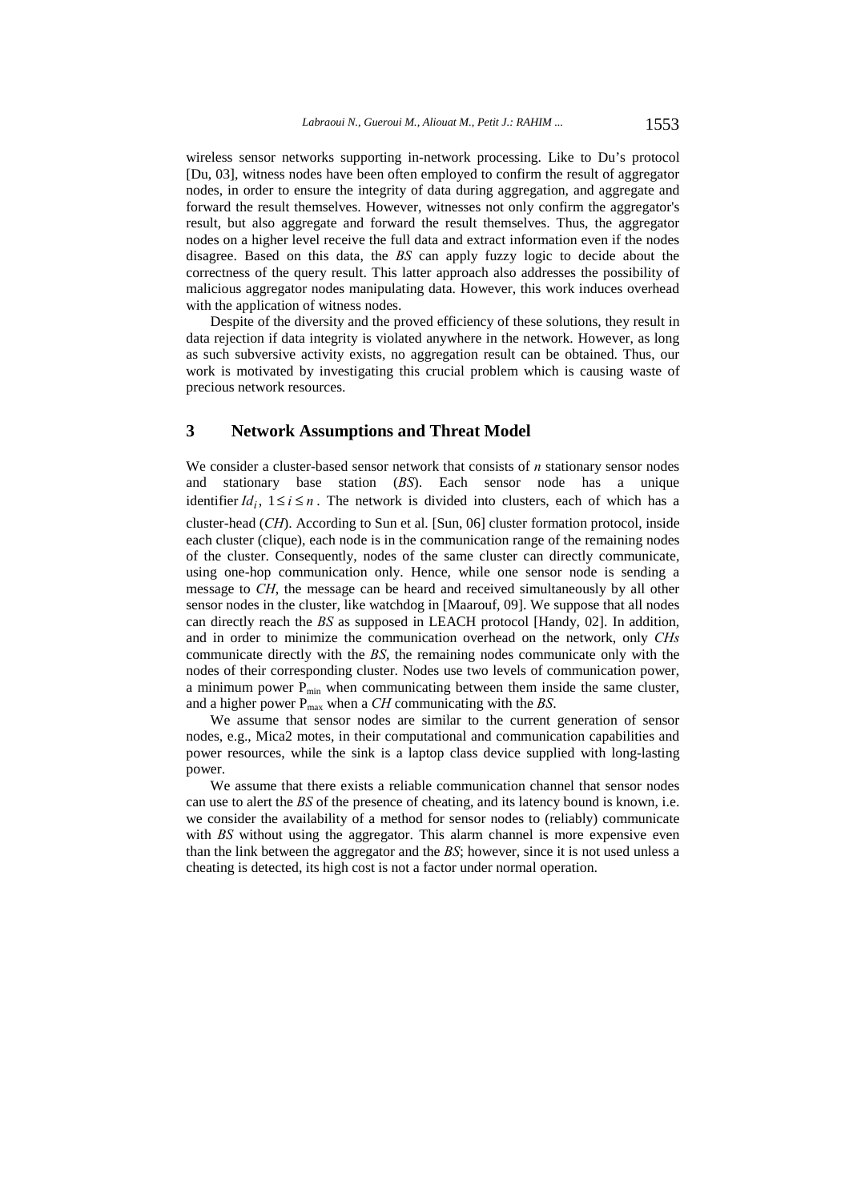wireless sensor networks supporting in-network processing. Like to Du's protocol [Du, 03], witness nodes have been often employed to confirm the result of aggregator nodes, in order to ensure the integrity of data during aggregation, and aggregate and forward the result themselves. However, witnesses not only confirm the aggregator's result, but also aggregate and forward the result themselves. Thus, the aggregator nodes on a higher level receive the full data and extract information even if the nodes disagree. Based on this data, the *BS* can apply fuzzy logic to decide about the correctness of the query result. This latter approach also addresses the possibility of malicious aggregator nodes manipulating data. However, this work induces overhead with the application of witness nodes.

Despite of the diversity and the proved efficiency of these solutions, they result in data rejection if data integrity is violated anywhere in the network. However, as long as such subversive activity exists, no aggregation result can be obtained. Thus, our work is motivated by investigating this crucial problem which is causing waste of precious network resources.

## 3 Network Assumptions and Threat Model

We consider a cluster-based sensor network that consists of *n* stationary sensor nodes and stationary base station (*BS*). Each sensor node has a unique identifier $Id_i$, $1 \le i \le n$. The network is divided into clusters, each of which has a cluster-head (*CH*). According to Sun et al. [Sun, 06] cluster formation protocol, inside each cluster (clique), each node is in the communication range of the remaining nodes of the cluster. Consequently, nodes of the same cluster can directly communicate, using one-hop communication only. Hence, while one sensor node is sending a message to *CH*, the message can be heard and received simultaneously by all other sensor nodes in the cluster, like watchdog in [Maarouf, 09]. We suppose that all nodes can directly reach the *BS* as supposed in LEACH protocol [Handy, 02]. In addition, and in order to minimize the communication overhead on the network, only *CHs* communicate directly with the *BS*, the remaining nodes communicate only with the nodes of their corresponding cluster. Nodes use two levels of communication power, a minimum power $P_{min}$ when communicating between them inside the same cluster, and a higher power $P_{max}$ when a *CH* communicating with the *BS*.

We assume that sensor nodes are similar to the current generation of sensor nodes, e.g., Mica2 motes, in their computational and communication capabilities and power resources, while the sink is a laptop class device supplied with long-lasting power.

We assume that there exists a reliable communication channel that sensor nodes can use to alert the *BS* of the presence of cheating, and its latency bound is known, i.e. we consider the availability of a method for sensor nodes to (reliably) communicate with *BS* without using the aggregator. This alarm channel is more expensive even than the link between the aggregator and the *BS*; however, since it is not used unless a cheating is detected, its high cost is not a factor under normal operation.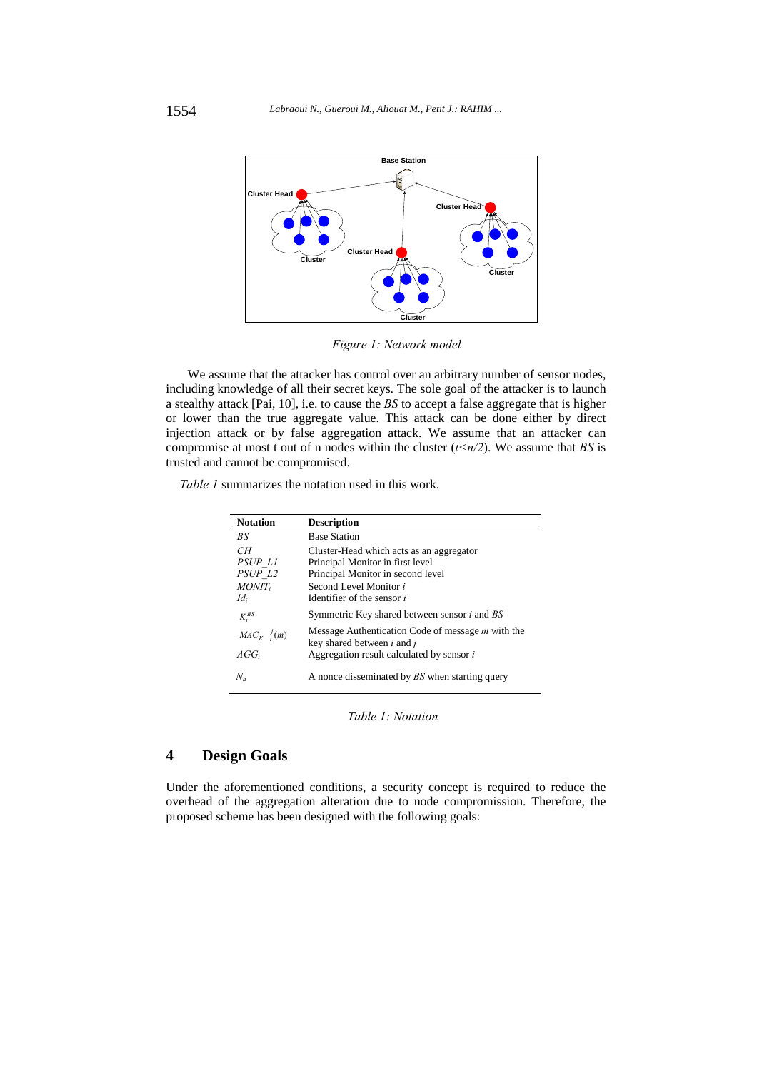Figure 1: Network model

We assume that the attacker has control over an arbitrary number of sensor nodes, including knowledge of all their secret keys. The sole goal of the attacker is to launch a stealthy attack [Pai, 10], i.e. to cause the *BS* to accept a false aggregate that is higher or lower than the true aggregate value. This attack can be done either by direct injection attack or by false aggregation attack. We assume that an attacker can compromise at most t out of n nodes within the cluster ($t<n/2$). We assume that *BS* is trusted and cannot be compromised.

*Table 1* summarizes the notation used in this work.

| Notation | Description |
|---|---|
| *BS* | Base Station |
| *CH* | Cluster-Head which acts as an aggregator |
| *PSUP_L1* | Principal Monitor in first level |
| *PSUP_L2* | Principal Monitor in second level |
| $MONIT_i$ | Second Level Monitor *i* |
| $Id_i$ | Identifier of the sensor *i* |
| $K_i^{BS}$ | Symmetric Key shared between sensor *i* and *BS* |
| $MAC_{K_i^j}(m)$ | Message Authentication Code of message *m* with the key shared between *i* and *j* |
| $AGG_i$ | Aggregation result calculated by sensor *i* |
| $N_a$ | A nonce disseminated by *BS* when starting query |

Table 1: Notation

## 4 Design Goals

Under the aforementioned conditions, a security concept is required to reduce the overhead of the aggregation alteration due to node compromission. Therefore, the proposed scheme has been designed with the following goals: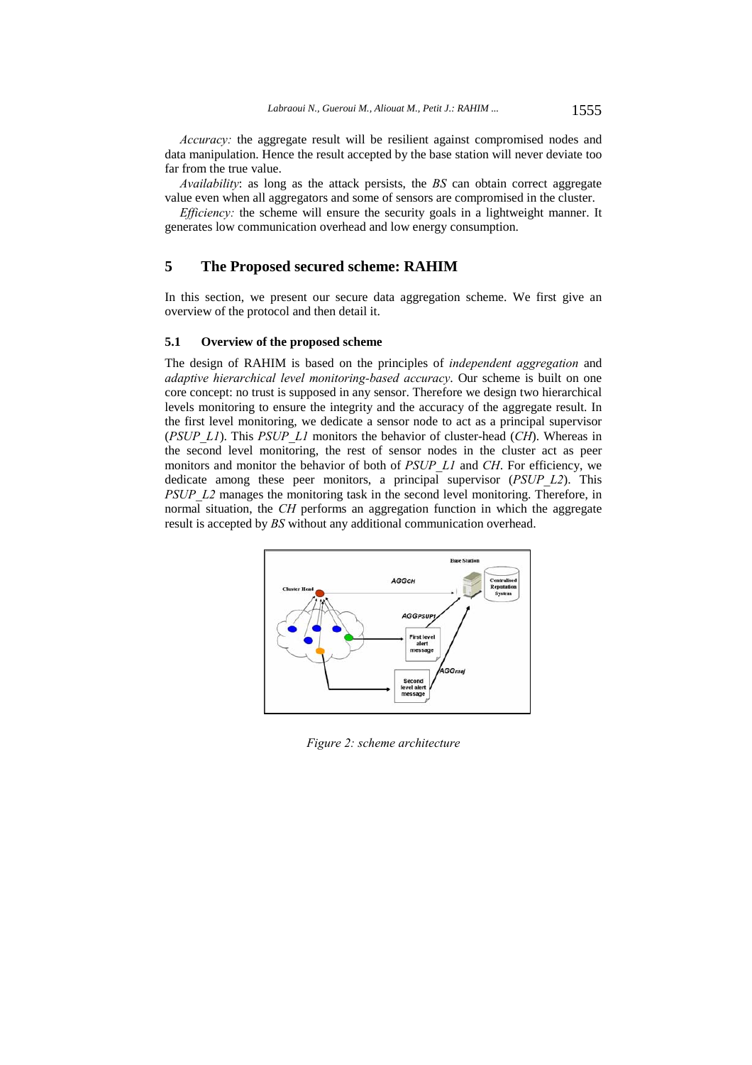*Accuracy:* the aggregate result will be resilient against compromised nodes and data manipulation. Hence the result accepted by the base station will never deviate too far from the true value.

*Availability*: as long as the attack persists, the *BS* can obtain correct aggregate value even when all aggregators and some of sensors are compromised in the cluster.

*Efficiency:* the scheme will ensure the security goals in a lightweight manner. It generates low communication overhead and low energy consumption.

## 5 The Proposed secured scheme: RAHIM

In this section, we present our secure data aggregation scheme. We first give an overview of the protocol and then detail it.

### 5.1 Overview of the proposed scheme

The design of RAHIM is based on the principles of *independent aggregation* and *adaptive hierarchical level monitoring-based accuracy*. Our scheme is built on one core concept: no trust is supposed in any sensor. Therefore we design two hierarchical levels monitoring to ensure the integrity and the accuracy of the aggregate result. In the first level monitoring, we dedicate a sensor node to act as a principal supervisor (*PSUP_L1*). This *PSUP_L1* monitors the behavior of cluster-head (*CH*). Whereas in the second level monitoring, the rest of sensor nodes in the cluster act as peer monitors and monitor the behavior of both of *PSUP_L1* and *CH*. For efficiency, we dedicate among these peer monitors, a principal supervisor (*PSUP_L2*). This *PSUP_L2* manages the monitoring task in the second level monitoring. Therefore, in normal situation, the *CH* performs an aggregation function in which the aggregate result is accepted by *BS* without any additional communication overhead.

*Figure 2: scheme architecture*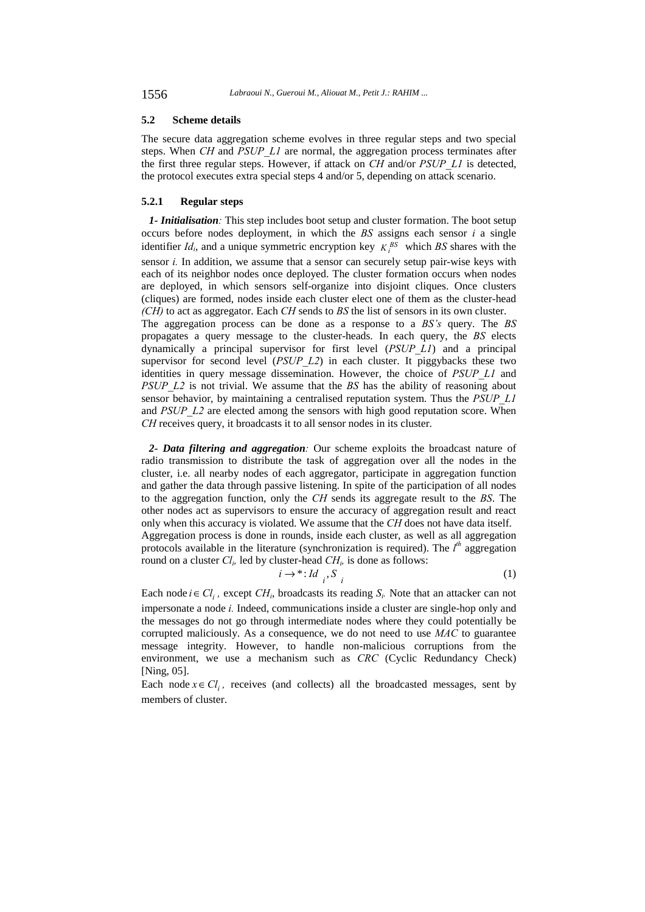### 5.2 Scheme details

The secure data aggregation scheme evolves in three regular steps and two special steps. When *CH* and *PSUP_L1* are normal, the aggregation process terminates after the first three regular steps. However, if attack on *CH* and/or *PSUP_L1* is detected, the protocol executes extra special steps 4 and/or 5, depending on attack scenario.

#### 5.2.1 Regular steps

***1- Initialisation**:* This step includes boot setup and cluster formation. The boot setup occurs before nodes deployment, in which the *BS* assigns each sensor *i* a single identifier $Id_i$, and a unique symmetric encryption key $K_i^{BS}$ which *BS* shares with the sensor *i.* In addition, we assume that a sensor can securely setup pair-wise keys with each of its neighbor nodes once deployed. The cluster formation occurs when nodes are deployed, in which sensors self-organize into disjoint cliques. Once clusters (cliques) are formed, nodes inside each cluster elect one of them as the cluster-head *(CH)* to act as aggregator. Each *CH* sends to *BS* the list of sensors in its own cluster.

The aggregation process can be done as a response to a *BS's* query. The *BS* propagates a query message to the cluster-heads. In each query, the *BS* elects dynamically a principal supervisor for first level (*PSUP_L1*) and a principal supervisor for second level (*PSUP_L2*) in each cluster. It piggybacks these two identities in query message dissemination. However, the choice of *PSUP_L1* and *PSUP_L2* is not trivial. We assume that the *BS* has the ability of reasoning about sensor behavior, by maintaining a centralised reputation system. Thus the *PSUP_L1* and *PSUP_L2* are elected among the sensors with high good reputation score. When *CH* receives query, it broadcasts it to all sensor nodes in its cluster.

***2- Data filtering and aggregation**:* Our scheme exploits the broadcast nature of radio transmission to distribute the task of aggregation over all the nodes in the cluster, i.e. all nearby nodes of each aggregator, participate in aggregation function and gather the data through passive listening. In spite of the participation of all nodes to the aggregation function, only the *CH* sends its aggregate result to the *BS*. The other nodes act as supervisors to ensure the accuracy of aggregation result and react only when this accuracy is violated. We assume that the *CH* does not have data itself.

Aggregation process is done in rounds, inside each cluster, as well as all aggregation protocols available in the literature (synchronization is required). The $l^{th}$ aggregation round on a cluster $Cl_i$, led by cluster-head $CH_i$, is done as follows:

$$i \rightarrow * : Id_i, S_i \tag{1}$$

Each node $i \in Cl_i$, except $CH_i$, broadcasts its reading $S_i$. Note that an attacker can not impersonate a node *i.* Indeed, communications inside a cluster are single-hop only and the messages do not go through intermediate nodes where they could potentially be corrupted maliciously. As a consequence, we do not need to use *MAC* to guarantee message integrity. However, to handle non-malicious corruptions from the environment, we use a mechanism such as *CRC* (Cyclic Redundancy Check) [Ning, 05].

Each node $x \in Cl_i$, receives (and collects) all the broadcasted messages, sent by members of cluster.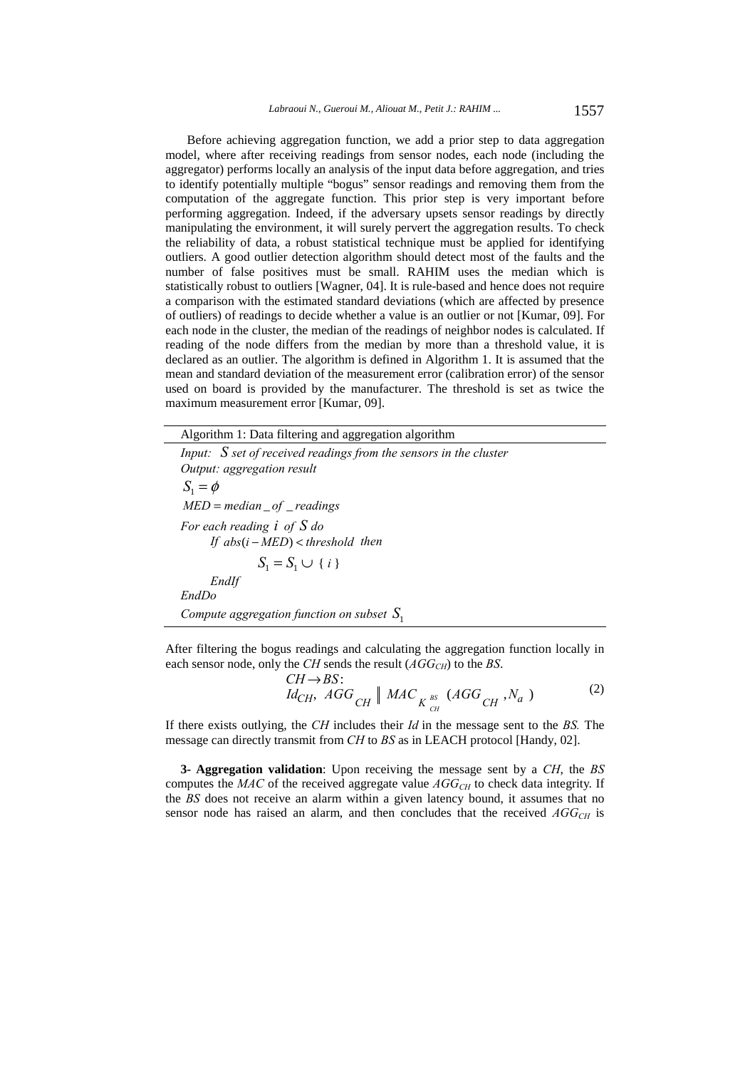Before achieving aggregation function, we add a prior step to data aggregation model, where after receiving readings from sensor nodes, each node (including the aggregator) performs locally an analysis of the input data before aggregation, and tries to identify potentially multiple "bogus" sensor readings and removing them from the computation of the aggregate function. This prior step is very important before performing aggregation. Indeed, if the adversary upsets sensor readings by directly manipulating the environment, it will surely pervert the aggregation results. To check the reliability of data, a robust statistical technique must be applied for identifying outliers. A good outlier detection algorithm should detect most of the faults and the number of false positives must be small. RAHIM uses the median which is statistically robust to outliers [Wagner, 04]. It is rule-based and hence does not require a comparison with the estimated standard deviations (which are affected by presence of outliers) of readings to decide whether a value is an outlier or not [Kumar, 09]. For each node in the cluster, the median of the readings of neighbor nodes is calculated. If reading of the node differs from the median by more than a threshold value, it is declared as an outlier. The algorithm is defined in Algorithm 1. It is assumed that the mean and standard deviation of the measurement error (calibration error) of the sensor used on board is provided by the manufacturer. The threshold is set as twice the maximum measurement error [Kumar, 09].

**Algorithm 1: Data filtering and aggregation algorithm**

*Input:* $S$ *set of received readings from the sensors in the cluster*
*Output: aggregation result*

$S_1 = \phi$

$MED = median\_of\_readings$

*For each reading* $i$ *of* $S$ *do*
    *If* $abs(i - MED) < threshold$ *then*
        $S_1 = S_1 \cup \{ i \}$
    *EndIf*
*EndDo*
*Compute aggregation function on subset* $S_1$

After filtering the bogus readings and calculating the aggregation function locally in each sensor node, only the *CH* sends the result ($AGG_{CH}$) to the *BS*.

$$CH \rightarrow BS: \\ Id_{CH},\ AGG_{CH} \parallel MAC_{K_{CH}^{BS}}(AGG_{CH}, N_a) \quad (2)$$

If there exists outlying, the *CH* includes their *Id* in the message sent to the *BS.* The message can directly transmit from *CH* to *BS* as in LEACH protocol [Handy, 02].

**3- Aggregation validation**: Upon receiving the message sent by a *CH*, the *BS* computes the *MAC* of the received aggregate value $AGG_{CH}$ to check data integrity. If the *BS* does not receive an alarm within a given latency bound, it assumes that no sensor node has raised an alarm, and then concludes that the received $AGG_{CH}$ is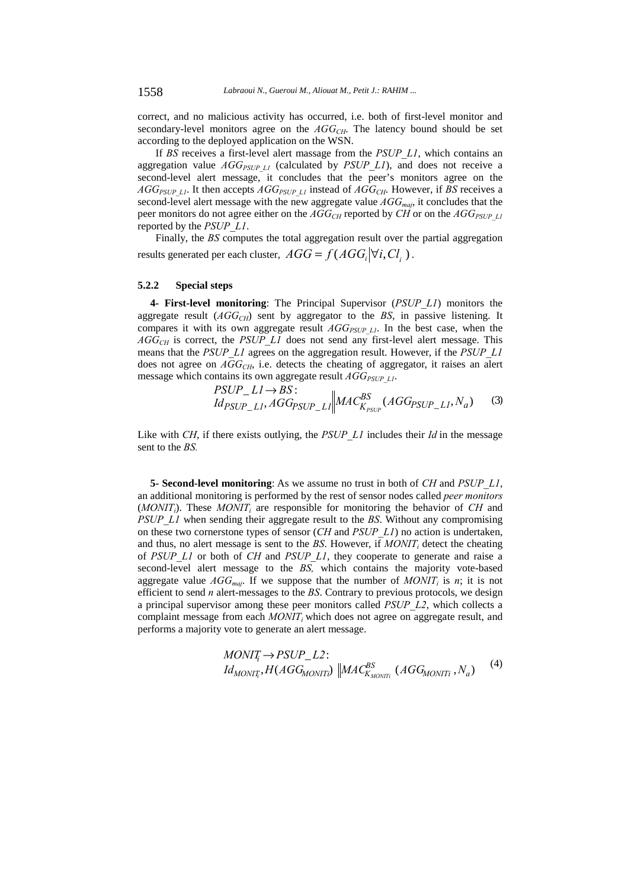correct, and no malicious activity has occurred, i.e. both of first-level monitor and secondary-level monitors agree on the $AGG_{CH}$. The latency bound should be set according to the deployed application on the WSN.

If *BS* receives a first-level alert massage from the *PSUP_L1*, which contains an aggregation value $AGG_{PSUP\_L1}$ (calculated by *PSUP_L1*), and does not receive a second-level alert message, it concludes that the peer's monitors agree on the $AGG_{PSUP\_L1}$. It then accepts $AGG_{PSUP\_L1}$ instead of $AGG_{CH}$. However, if *BS* receives a second-level alert message with the new aggregate value $AGG_{maj}$, it concludes that the peer monitors do not agree either on the $AGG_{CH}$ reported by *CH* or on the $AGG_{PSUP\_L1}$ reported by the *PSUP_L1*.

Finally, the *BS* computes the total aggregation result over the partial aggregation results generated per each cluster, $AGG = f(AGG_i | \forall i, Cl_i)$.

### 5.2.2 Special steps

**4- First-level monitoring**: The Principal Supervisor (*PSUP_L1*) monitors the aggregate result ($AGG_{CH}$) sent by aggregator to the *BS*, in passive listening. It compares it with its own aggregate result $AGG_{PSUP\_L1}$. In the best case, when the $AGG_{CH}$ is correct, the *PSUP_L1* does not send any first-level alert message. This means that the *PSUP_L1* agrees on the aggregation result. However, if the *PSUP_L1* does not agree on $AGG_{CH}$, i.e. detects the cheating of aggregator, it raises an alert message which contains its own aggregate result $AGG_{PSUP\_L1}$.

$$
\begin{aligned}
&PSUP\_L1 \rightarrow BS: \\
&Id_{PSUP\_L1}, AGG_{PSUP\_L1} \| MAC^{BS}_{K_{PSUP}}(AGG_{PSUP\_L1}, N_a)
\end{aligned}
\tag{3}
$$

Like with *CH*, if there exists outlying, the *PSUP_L1* includes their *Id* in the message sent to the *BS.*

**5- Second-level monitoring**: As we assume no trust in both of *CH* and *PSUP_L1*, an additional monitoring is performed by the rest of sensor nodes called *peer monitors* ($MONIT_i$). These $MONIT_i$ are responsible for monitoring the behavior of *CH* and *PSUP_L1* when sending their aggregate result to the *BS*. Without any compromising on these two cornerstone types of sensor (*CH* and *PSUP_L1*) no action is undertaken, and thus, no alert message is sent to the *BS*. However, if $MONIT_i$ detect the cheating of *PSUP_L1* or both of *CH* and *PSUP_L1*, they cooperate to generate and raise a second-level alert message to the *BS,* which contains the majority vote-based aggregate value $AGG_{maj}$. If we suppose that the number of $MONIT_i$ is $n$; it is not efficient to send $n$ alert-messages to the *BS*. Contrary to previous protocols, we design a principal supervisor among these peer monitors called *PSUP_L2*, which collects a complaint message from each $MONIT_i$ which does not agree on aggregate result, and performs a majority vote to generate an alert message.

$$
\begin{aligned}
&MONIT_i \rightarrow PSUP\_L2: \\
&Id_{MONIT_i}, H(AGG_{MONITi}) \| MAC^{BS}_{K_{MONITi}}(AGG_{MONITi}, N_a)
\end{aligned}
\tag{4}
$$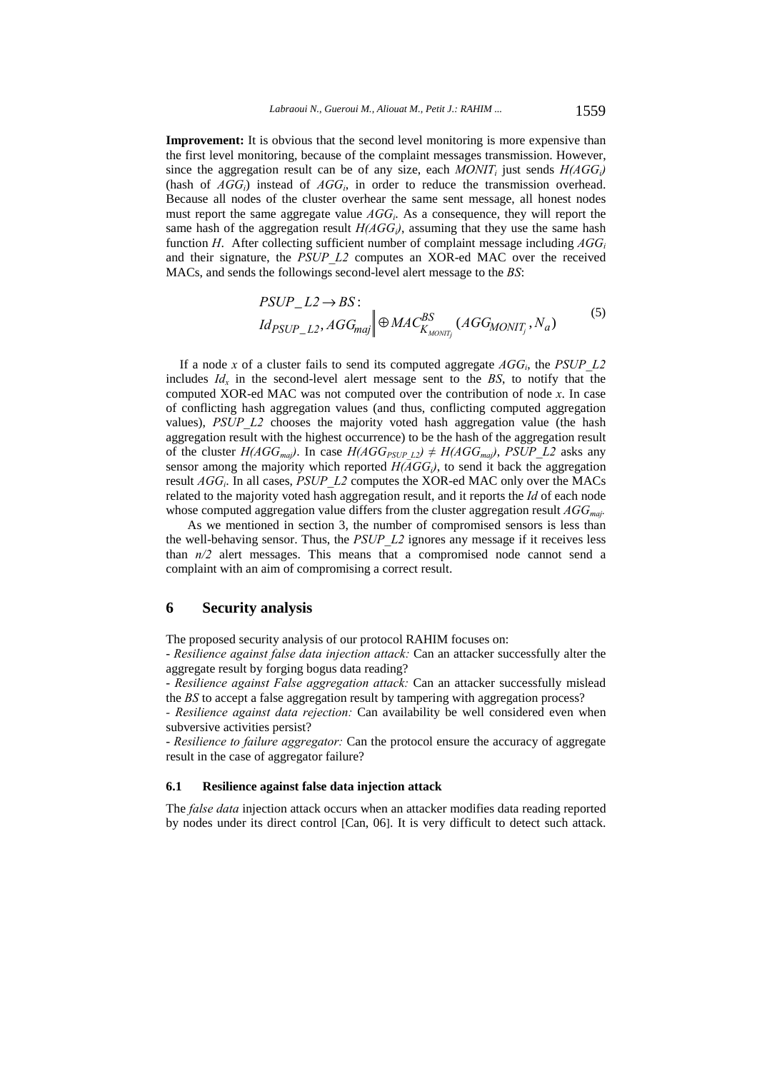**Improvement:** It is obvious that the second level monitoring is more expensive than the first level monitoring, because of the complaint messages transmission. However, since the aggregation result can be of any size, each $MONIT_i$ just sends $H(AGG_i)$ (hash of $AGG_i$) instead of $AGG_i$, in order to reduce the transmission overhead. Because all nodes of the cluster overhear the same sent message, all honest nodes must report the same aggregate value $AGG_i$. As a consequence, they will report the same hash of the aggregation result $H(AGG_i)$, assuming that they use the same hash function $H$. After collecting sufficient number of complaint message including $AGG_i$ and their signature, the $PSUP\_L2$ computes an XOR-ed MAC over the received MACs, and sends the followings second-level alert message to the $BS$:

$$
\begin{aligned}
&PSUP\_L2 \rightarrow BS: \\
&Id_{PSUP\_L2}, AGG_{maj} \Big\| \oplus MAC^{BS}_{K_{MONIT_j}}(AGG_{MONIT_j}, N_a)
\end{aligned}
\tag{5}
$$

If a node $x$ of a cluster fails to send its computed aggregate $AGG_i$, the $PSUP\_L2$ includes $Id_x$ in the second-level alert message sent to the $BS$, to notify that the computed XOR-ed MAC was not computed over the contribution of node $x$. In case of conflicting hash aggregation values (and thus, conflicting computed aggregation values), $PSUP\_L2$ chooses the majority voted hash aggregation value (the hash aggregation result with the highest occurrence) to be the hash of the aggregation result of the cluster $H(AGG_{maj})$. In case $H(AGG_{PSUP\_L2}) \neq H(AGG_{maj})$, $PSUP\_L2$ asks any sensor among the majority which reported $H(AGG_i)$, to send it back the aggregation result $AGG_i$. In all cases, $PSUP\_L2$ computes the XOR-ed MAC only over the MACs related to the majority voted hash aggregation result, and it reports the $Id$ of each node whose computed aggregation value differs from the cluster aggregation result $AGG_{maj}$.

As we mentioned in section 3, the number of compromised sensors is less than the well-behaving sensor. Thus, the $PSUP\_L2$ ignores any message if it receives less than $n/2$ alert messages. This means that a compromised node cannot send a complaint with an aim of compromising a correct result.

## 6 Security analysis

The proposed security analysis of our protocol RAHIM focuses on:

- *Resilience against false data injection attack:* Can an attacker successfully alter the aggregate result by forging bogus data reading?
- *Resilience against False aggregation attack:* Can an attacker successfully mislead the *BS* to accept a false aggregation result by tampering with aggregation process?
- *Resilience against data rejection:* Can availability be well considered even when subversive activities persist?
- *Resilience to failure aggregator:* Can the protocol ensure the accuracy of aggregate result in the case of aggregator failure?

### 6.1 Resilience against false data injection attack

The *false data* injection attack occurs when an attacker modifies data reading reported by nodes under its direct control [Can, 06]. It is very difficult to detect such attack.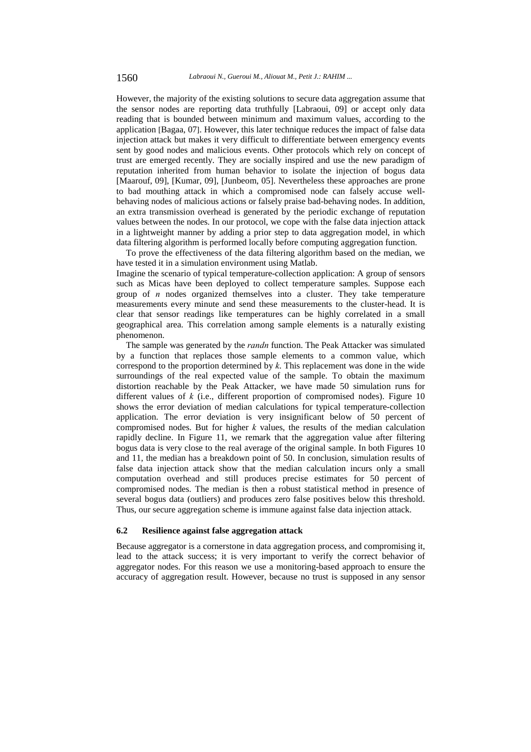However, the majority of the existing solutions to secure data aggregation assume that the sensor nodes are reporting data truthfully [Labraoui, 09] or accept only data reading that is bounded between minimum and maximum values, according to the application [Bagaa, 07]. However, this later technique reduces the impact of false data injection attack but makes it very difficult to differentiate between emergency events sent by good nodes and malicious events. Other protocols which rely on concept of trust are emerged recently. They are socially inspired and use the new paradigm of reputation inherited from human behavior to isolate the injection of bogus data [Maarouf, 09], [Kumar, 09], [Junbeom, 05]. Nevertheless these approaches are prone to bad mouthing attack in which a compromised node can falsely accuse well-behaving nodes of malicious actions or falsely praise bad-behaving nodes. In addition, an extra transmission overhead is generated by the periodic exchange of reputation values between the nodes. In our protocol, we cope with the false data injection attack in a lightweight manner by adding a prior step to data aggregation model, in which data filtering algorithm is performed locally before computing aggregation function.

To prove the effectiveness of the data filtering algorithm based on the median, we have tested it in a simulation environment using Matlab.

Imagine the scenario of typical temperature-collection application: A group of sensors such as Micas have been deployed to collect temperature samples. Suppose each group of $n$ nodes organized themselves into a cluster. They take temperature measurements every minute and send these measurements to the cluster-head. It is clear that sensor readings like temperatures can be highly correlated in a small geographical area. This correlation among sample elements is a naturally existing phenomenon.

The sample was generated by the *randn* function. The Peak Attacker was simulated by a function that replaces those sample elements to a common value, which correspond to the proportion determined by $k$. This replacement was done in the wide surroundings of the real expected value of the sample. To obtain the maximum distortion reachable by the Peak Attacker, we have made 50 simulation runs for different values of $k$ (i.e., different proportion of compromised nodes). Figure 10 shows the error deviation of median calculations for typical temperature-collection application. The error deviation is very insignificant below of 50 percent of compromised nodes. But for higher $k$ values, the results of the median calculation rapidly decline. In Figure 11, we remark that the aggregation value after filtering bogus data is very close to the real average of the original sample. In both Figures 10 and 11, the median has a breakdown point of 50. In conclusion, simulation results of false data injection attack show that the median calculation incurs only a small computation overhead and still produces precise estimates for 50 percent of compromised nodes. The median is then a robust statistical method in presence of several bogus data (outliers) and produces zero false positives below this threshold. Thus, our secure aggregation scheme is immune against false data injection attack.

### 6.2 Resilience against false aggregation attack

Because aggregator is a cornerstone in data aggregation process, and compromising it, lead to the attack success; it is very important to verify the correct behavior of aggregator nodes. For this reason we use a monitoring-based approach to ensure the accuracy of aggregation result. However, because no trust is supposed in any sensor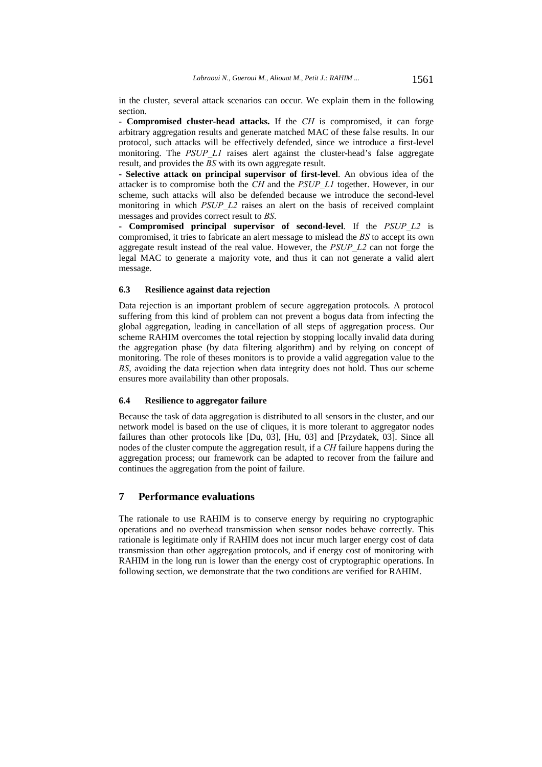in the cluster, several attack scenarios can occur. We explain them in the following section.

- **Compromised cluster-head attacks.** If the *CH* is compromised, it can forge arbitrary aggregation results and generate matched MAC of these false results. In our protocol, such attacks will be effectively defended, since we introduce a first-level monitoring. The *PSUP_L1* raises alert against the cluster-head's false aggregate result, and provides the *BS* with its own aggregate result.

- **Selective attack on principal supervisor of first-level**. An obvious idea of the attacker is to compromise both the *CH* and the *PSUP_L1* together. However, in our scheme, such attacks will also be defended because we introduce the second-level monitoring in which *PSUP_L2* raises an alert on the basis of received complaint messages and provides correct result to *BS*.

- **Compromised principal supervisor of second-level**. If the *PSUP_L2* is compromised, it tries to fabricate an alert message to mislead the *BS* to accept its own aggregate result instead of the real value. However, the *PSUP_L2* can not forge the legal MAC to generate a majority vote, and thus it can not generate a valid alert message.

### 6.3 Resilience against data rejection

Data rejection is an important problem of secure aggregation protocols. A protocol suffering from this kind of problem can not prevent a bogus data from infecting the global aggregation, leading in cancellation of all steps of aggregation process. Our scheme RAHIM overcomes the total rejection by stopping locally invalid data during the aggregation phase (by data filtering algorithm) and by relying on concept of monitoring. The role of theses monitors is to provide a valid aggregation value to the *BS*, avoiding the data rejection when data integrity does not hold. Thus our scheme ensures more availability than other proposals.

### 6.4 Resilience to aggregator failure

Because the task of data aggregation is distributed to all sensors in the cluster, and our network model is based on the use of cliques, it is more tolerant to aggregator nodes failures than other protocols like [Du, 03], [Hu, 03] and [Przydatek, 03]. Since all nodes of the cluster compute the aggregation result, if a *CH* failure happens during the aggregation process; our framework can be adapted to recover from the failure and continues the aggregation from the point of failure.

## 7 Performance evaluations

The rationale to use RAHIM is to conserve energy by requiring no cryptographic operations and no overhead transmission when sensor nodes behave correctly. This rationale is legitimate only if RAHIM does not incur much larger energy cost of data transmission than other aggregation protocols, and if energy cost of monitoring with RAHIM in the long run is lower than the energy cost of cryptographic operations. In following section, we demonstrate that the two conditions are verified for RAHIM.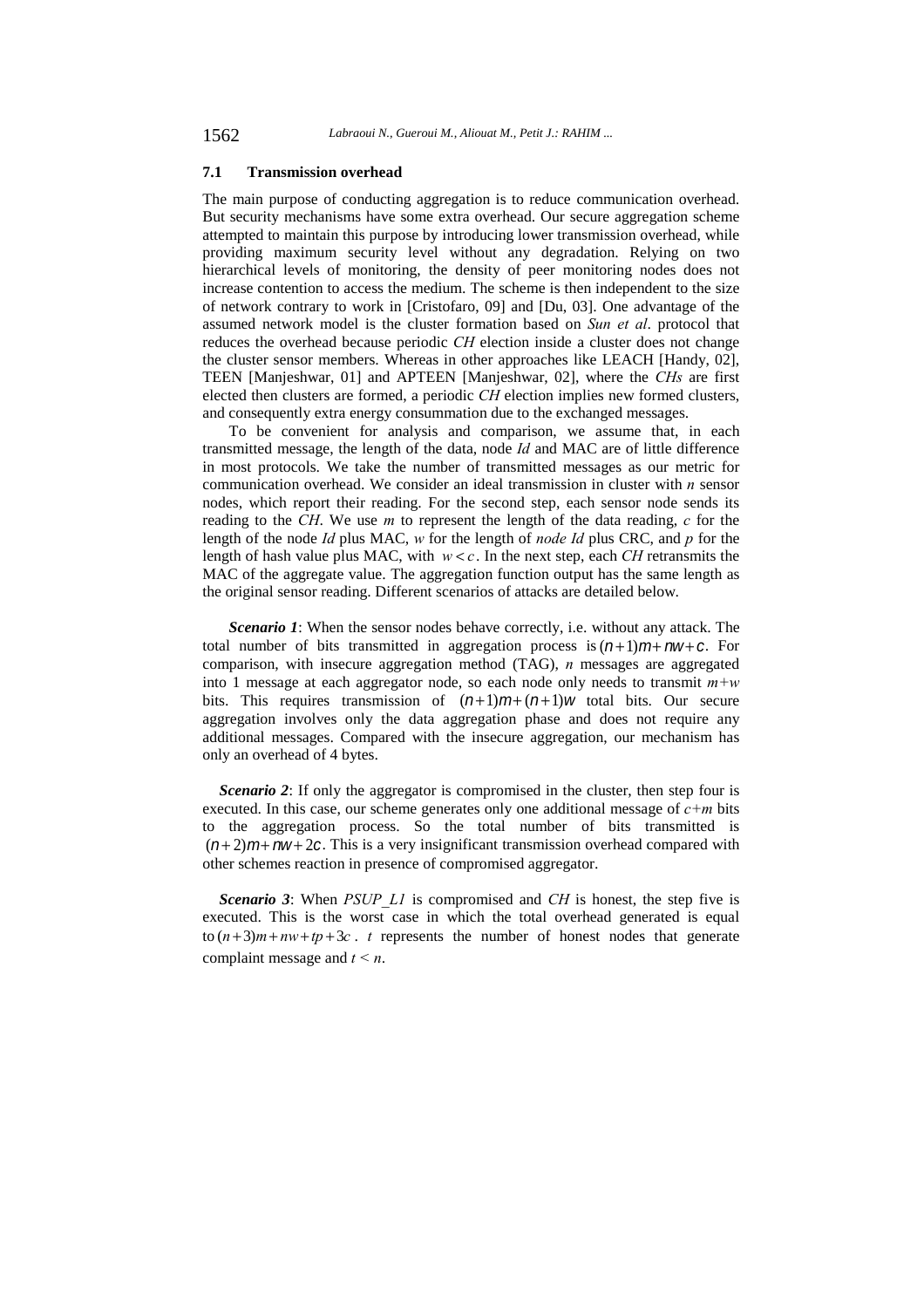### 7.1 Transmission overhead

The main purpose of conducting aggregation is to reduce communication overhead. But security mechanisms have some extra overhead. Our secure aggregation scheme attempted to maintain this purpose by introducing lower transmission overhead, while providing maximum security level without any degradation. Relying on two hierarchical levels of monitoring, the density of peer monitoring nodes does not increase contention to access the medium. The scheme is then independent to the size of network contrary to work in [Cristofaro, 09] and [Du, 03]. One advantage of the assumed network model is the cluster formation based on *Sun et al*. protocol that reduces the overhead because periodic *CH* election inside a cluster does not change the cluster sensor members. Whereas in other approaches like LEACH [Handy, 02], TEEN [Manjeshwar, 01] and APTEEN [Manjeshwar, 02], where the *CHs* are first elected then clusters are formed, a periodic *CH* election implies new formed clusters, and consequently extra energy consummation due to the exchanged messages.

To be convenient for analysis and comparison, we assume that, in each transmitted message, the length of the data, node *Id* and MAC are of little difference in most protocols. We take the number of transmitted messages as our metric for communication overhead. We consider an ideal transmission in cluster with $n$ sensor nodes, which report their reading. For the second step, each sensor node sends its reading to the *CH*. We use $m$ to represent the length of the data reading, $c$ for the length of the node *Id* plus MAC, $w$ for the length of *node Id* plus CRC, and $p$ for the length of hash value plus MAC, with $w < c$. In the next step, each *CH* retransmits the MAC of the aggregate value. The aggregation function output has the same length as the original sensor reading. Different scenarios of attacks are detailed below.

***Scenario 1***: When the sensor nodes behave correctly, i.e. without any attack. The total number of bits transmitted in aggregation process is $(n+1)m+nw+c$. For comparison, with insecure aggregation method (TAG), $n$ messages are aggregated into 1 message at each aggregator node, so each node only needs to transmit $m+w$ bits. This requires transmission of $(n+1)m+(n+1)w$ total bits. Our secure aggregation involves only the data aggregation phase and does not require any additional messages. Compared with the insecure aggregation, our mechanism has only an overhead of 4 bytes.

***Scenario 2***: If only the aggregator is compromised in the cluster, then step four is executed. In this case, our scheme generates only one additional message of $c+m$ bits to the aggregation process. So the total number of bits transmitted is $(n+2)m+nw+2c$. This is a very insignificant transmission overhead compared with other schemes reaction in presence of compromised aggregator.

***Scenario 3***: When *PSUP_L1* is compromised and *CH* is honest, the step five is executed. This is the worst case in which the total overhead generated is equal to $(n+3)m+nw+tp+3c$ . $t$ represents the number of honest nodes that generate complaint message and $t < n$.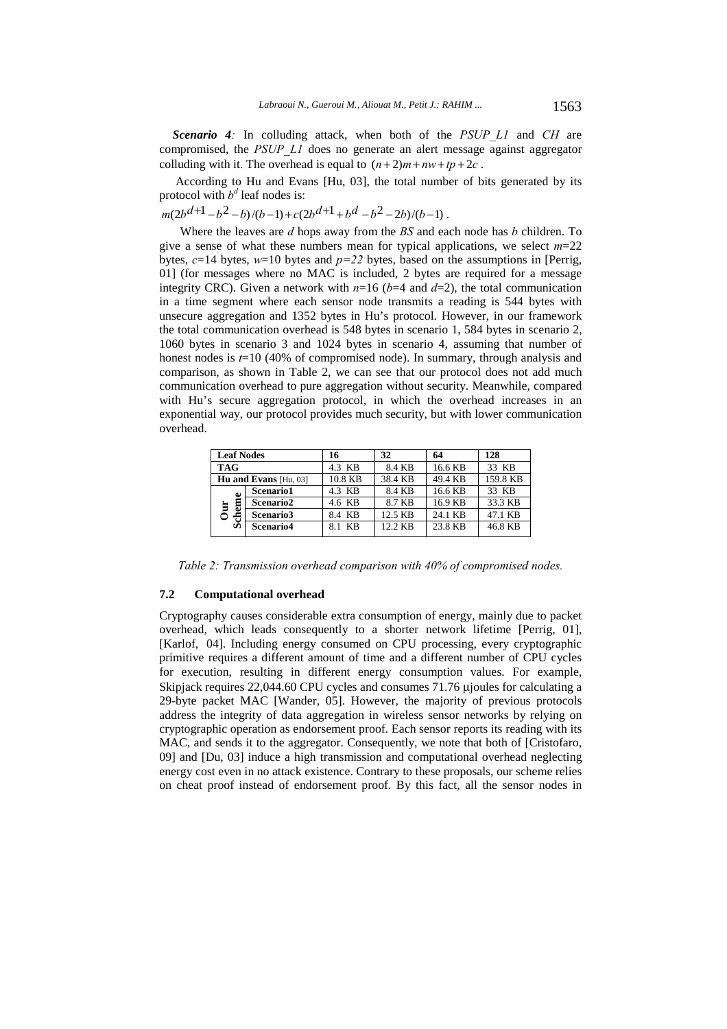***Scenario 4**:* In colluding attack, when both of the *PSUP_L1* and *CH* are compromised, the *PSUP_L1* does no generate an alert message against aggregator colluding with it. The overhead is equal to $(n+2)m+nw+tp+2c$ .

According to Hu and Evans [Hu, 03], the total number of bits generated by its protocol with $b^d$ leaf nodes is:

$$m(2b^{d+1}-b^2-b)/(b-1)+c(2b^{d+1}+b^d-b^2-2b)/(b-1)\ .$$

Where the leaves are $d$ hops away from the *BS* and each node has $b$ children. To give a sense of what these numbers mean for typical applications, we select $m$=22 bytes, $c$=14 bytes, $w$=10 bytes and $p=22$ bytes, based on the assumptions in [Perrig, 01] (for messages where no MAC is included, 2 bytes are required for a message integrity CRC). Given a network with $n$=16 ($b$=4 and $d$=2), the total communication in a time segment where each sensor node transmits a reading is 544 bytes with unsecure aggregation and 1352 bytes in Hu's protocol. However, in our framework the total communication overhead is 548 bytes in scenario 1, 584 bytes in scenario 2, 1060 bytes in scenario 3 and 1024 bytes in scenario 4, assuming that number of honest nodes is $t$=10 (40% of compromised node). In summary, through analysis and comparison, as shown in Table 2, we can see that our protocol does not add much communication overhead to pure aggregation without security. Meanwhile, compared with Hu's secure aggregation protocol, in which the overhead increases in an exponential way, our protocol provides much security, but with lower communication overhead.

| **Leaf Nodes** | | **16** | **32** | **64** | **128** |
|---|---|---|---|---|---|
| **TAG** | | 4.3 KB | 8.4 KB | 16.6 KB | 33 KB |
| **Hu and Evans** [Hu, 03] | | 10.8 KB | 38.4 KB | 49.4 KB | 159.8 KB |
| **Our Scheme** | **Scenario1** | 4.3 KB | 8.4 KB | 16.6 KB | 33 KB |
| | **Scenario2** | 4.6 KB | 8.7 KB | 16.9 KB | 33.3 KB |
| | **Scenario3** | 8.4 KB | 12.5 KB | 24.1 KB | 47.1 KB |
| | **Scenario4** | 8.1 KB | 12.2 KB | 23.8 KB | 46.8 KB |

*Table 2: Transmission overhead comparison with 40% of compromised nodes.*

### 7.2 Computational overhead

Cryptography causes considerable extra consumption of energy, mainly due to packet overhead, which leads consequently to a shorter network lifetime [Perrig, 01], [Karlof, 04]. Including energy consumed on CPU processing, every cryptographic primitive requires a different amount of time and a different number of CPU cycles for execution, resulting in different energy consumption values. For example, Skipjack requires 22,044.60 CPU cycles and consumes 71.76 μjoules for calculating a 29-byte packet MAC [Wander, 05]. However, the majority of previous protocols address the integrity of data aggregation in wireless sensor networks by relying on cryptographic operation as endorsement proof. Each sensor reports its reading with its MAC, and sends it to the aggregator. Consequently, we note that both of [Cristofaro, 09] and [Du, 03] induce a high transmission and computational overhead neglecting energy cost even in no attack existence. Contrary to these proposals, our scheme relies on cheat proof instead of endorsement proof. By this fact, all the sensor nodes in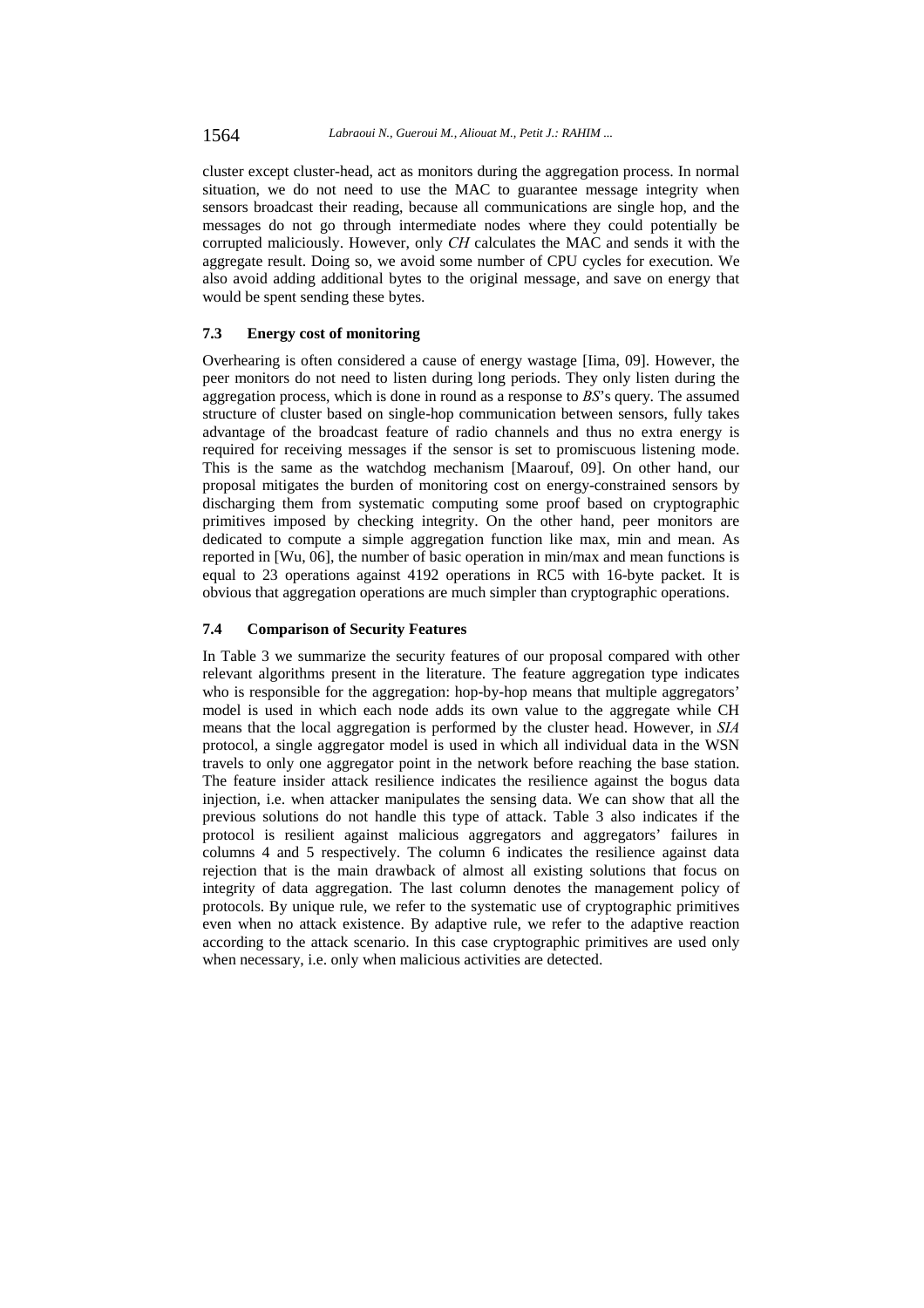cluster except cluster-head, act as monitors during the aggregation process. In normal situation, we do not need to use the MAC to guarantee message integrity when sensors broadcast their reading, because all communications are single hop, and the messages do not go through intermediate nodes where they could potentially be corrupted maliciously. However, only *CH* calculates the MAC and sends it with the aggregate result. Doing so, we avoid some number of CPU cycles for execution. We also avoid adding additional bytes to the original message, and save on energy that would be spent sending these bytes.

### 7.3 Energy cost of monitoring

Overhearing is often considered a cause of energy wastage [Iima, 09]. However, the peer monitors do not need to listen during long periods. They only listen during the aggregation process, which is done in round as a response to *BS*'s query. The assumed structure of cluster based on single-hop communication between sensors, fully takes advantage of the broadcast feature of radio channels and thus no extra energy is required for receiving messages if the sensor is set to promiscuous listening mode. This is the same as the watchdog mechanism [Maarouf, 09]. On other hand, our proposal mitigates the burden of monitoring cost on energy-constrained sensors by discharging them from systematic computing some proof based on cryptographic primitives imposed by checking integrity. On the other hand, peer monitors are dedicated to compute a simple aggregation function like max, min and mean. As reported in [Wu, 06], the number of basic operation in min/max and mean functions is equal to 23 operations against 4192 operations in RC5 with 16-byte packet. It is obvious that aggregation operations are much simpler than cryptographic operations.

### 7.4 Comparison of Security Features

In Table 3 we summarize the security features of our proposal compared with other relevant algorithms present in the literature. The feature aggregation type indicates who is responsible for the aggregation: hop-by-hop means that multiple aggregators' model is used in which each node adds its own value to the aggregate while CH means that the local aggregation is performed by the cluster head. However, in *SIA* protocol, a single aggregator model is used in which all individual data in the WSN travels to only one aggregator point in the network before reaching the base station. The feature insider attack resilience indicates the resilience against the bogus data injection, i.e. when attacker manipulates the sensing data. We can show that all the previous solutions do not handle this type of attack. Table 3 also indicates if the protocol is resilient against malicious aggregators and aggregators' failures in columns 4 and 5 respectively. The column 6 indicates the resilience against data rejection that is the main drawback of almost all existing solutions that focus on integrity of data aggregation. The last column denotes the management policy of protocols. By unique rule, we refer to the systematic use of cryptographic primitives even when no attack existence. By adaptive rule, we refer to the adaptive reaction according to the attack scenario. In this case cryptographic primitives are used only when necessary, i.e. only when malicious activities are detected.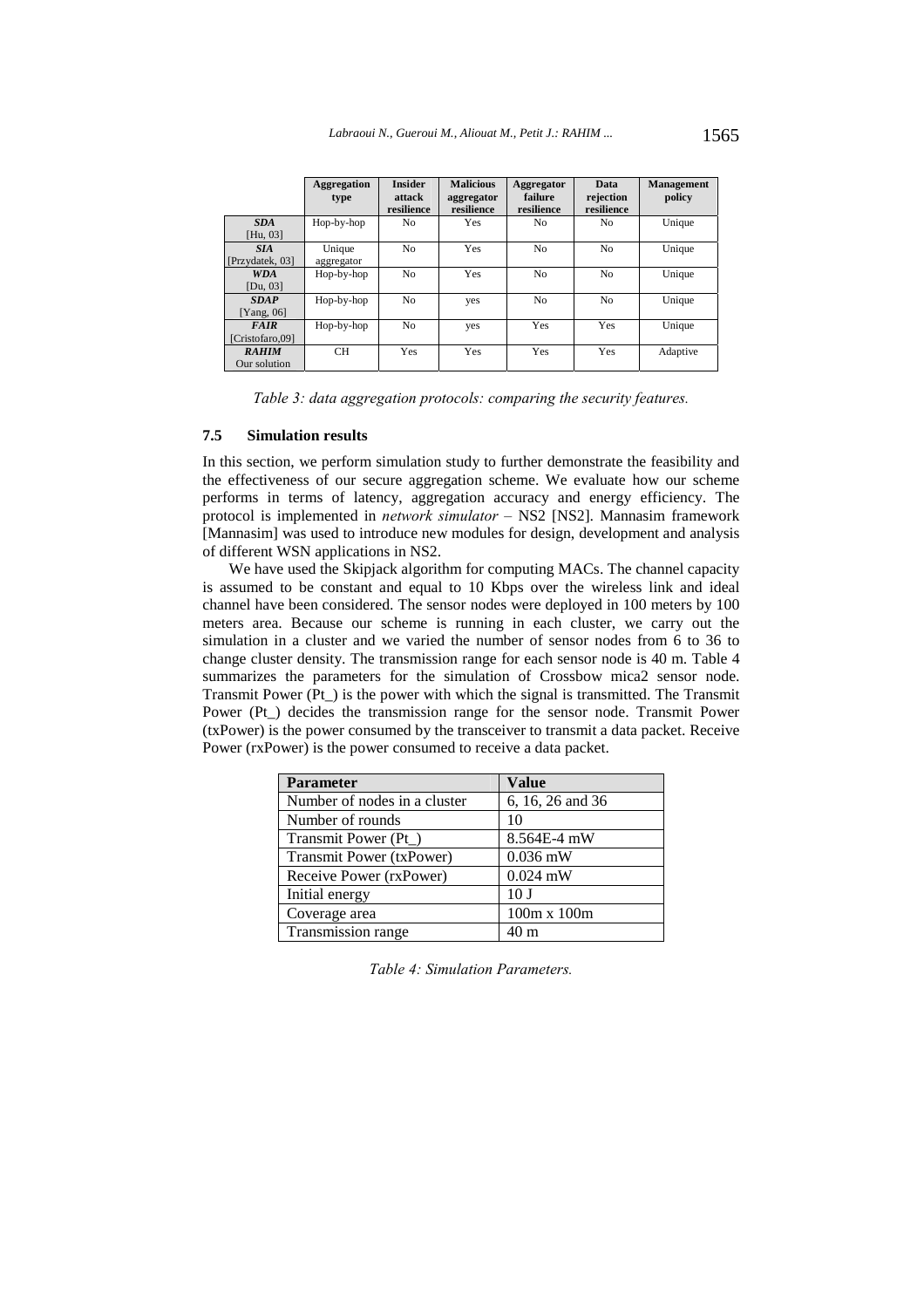| | Aggregation type | Insider attack resilience | Malicious aggregator resilience | Aggregator failure resilience | Data rejection resilience | Management policy |
|---|---|---|---|---|---|---|
| ***SDA*** [Hu, 03] | Hop-by-hop | No | Yes | No | No | Unique |
| ***SIA*** [Przydatek, 03] | Unique aggregator | No | Yes | No | No | Unique |
| ***WDA*** [Du, 03] | Hop-by-hop | No | Yes | No | No | Unique |
| ***SDAP*** [Yang, 06] | Hop-by-hop | No | yes | No | No | Unique |
| ***FAIR*** [Cristofaro,09] | Hop-by-hop | No | yes | Yes | Yes | Unique |
| ***RAHIM*** Our solution | CH | Yes | Yes | Yes | Yes | Adaptive |

*Table 3: data aggregation protocols: comparing the security features.*

### 7.5 Simulation results

In this section, we perform simulation study to further demonstrate the feasibility and the effectiveness of our secure aggregation scheme. We evaluate how our scheme performs in terms of latency, aggregation accuracy and energy efficiency. The protocol is implemented in *network simulator* – NS2 [NS2]. Mannasim framework [Mannasim] was used to introduce new modules for design, development and analysis of different WSN applications in NS2.

We have used the Skipjack algorithm for computing MACs. The channel capacity is assumed to be constant and equal to 10 Kbps over the wireless link and ideal channel have been considered. The sensor nodes were deployed in 100 meters by 100 meters area. Because our scheme is running in each cluster, we carry out the simulation in a cluster and we varied the number of sensor nodes from 6 to 36 to change cluster density. The transmission range for each sensor node is 40 m. Table 4 summarizes the parameters for the simulation of Crossbow mica2 sensor node. Transmit Power (Pt_) is the power with which the signal is transmitted. The Transmit Power (Pt_) decides the transmission range for the sensor node. Transmit Power (txPower) is the power consumed by the transceiver to transmit a data packet. Receive Power (rxPower) is the power consumed to receive a data packet.

| Parameter | Value |
|---|---|
| Number of nodes in a cluster | 6, 16, 26 and 36 |
| Number of rounds | 10 |
| Transmit Power (Pt_) | 8.564E-4 mW |
| Transmit Power (txPower) | 0.036 mW |
| Receive Power (rxPower) | 0.024 mW |
| Initial energy | 10 J |
| Coverage area | 100m x 100m |
| Transmission range | 40 m |

*Table 4: Simulation Parameters.*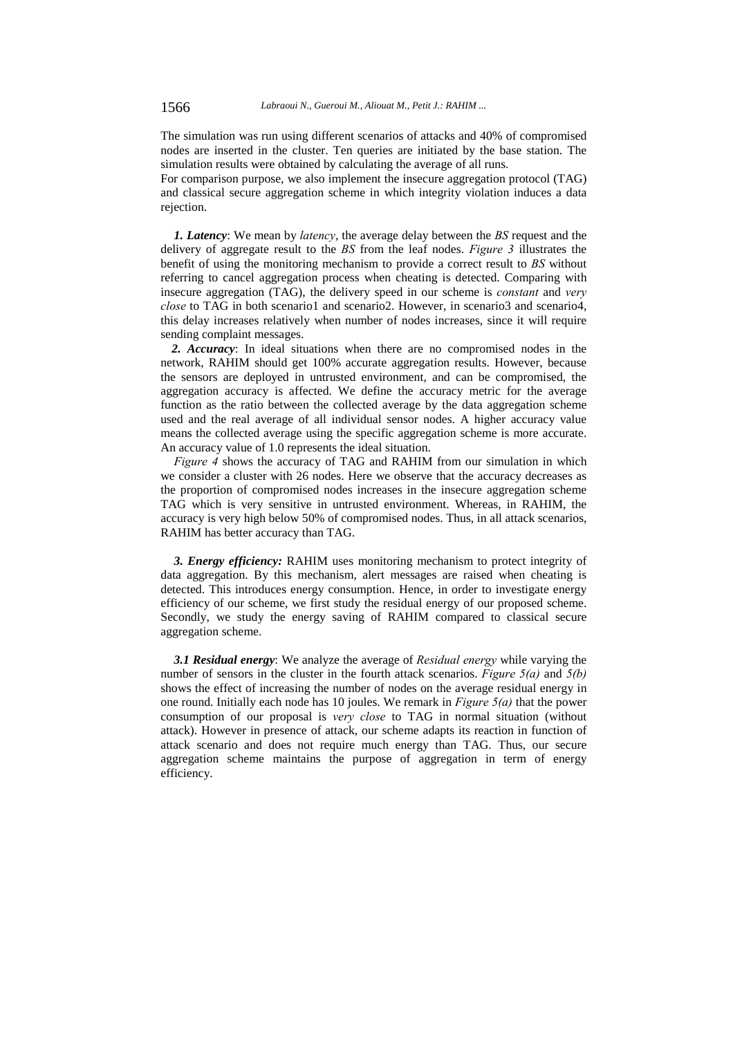The simulation was run using different scenarios of attacks and 40% of compromised nodes are inserted in the cluster. Ten queries are initiated by the base station. The simulation results were obtained by calculating the average of all runs.

For comparison purpose, we also implement the insecure aggregation protocol (TAG) and classical secure aggregation scheme in which integrity violation induces a data rejection.

***1. Latency***: We mean by *latency*, the average delay between the *BS* request and the delivery of aggregate result to the *BS* from the leaf nodes. *Figure 3* illustrates the benefit of using the monitoring mechanism to provide a correct result to *BS* without referring to cancel aggregation process when cheating is detected. Comparing with insecure aggregation (TAG), the delivery speed in our scheme is *constant* and *very close* to TAG in both scenario1 and scenario2. However, in scenario3 and scenario4, this delay increases relatively when number of nodes increases, since it will require sending complaint messages.

***2. Accuracy***: In ideal situations when there are no compromised nodes in the network, RAHIM should get 100% accurate aggregation results. However, because the sensors are deployed in untrusted environment, and can be compromised, the aggregation accuracy is affected. We define the accuracy metric for the average function as the ratio between the collected average by the data aggregation scheme used and the real average of all individual sensor nodes. A higher accuracy value means the collected average using the specific aggregation scheme is more accurate. An accuracy value of 1.0 represents the ideal situation.

*Figure 4* shows the accuracy of TAG and RAHIM from our simulation in which we consider a cluster with 26 nodes. Here we observe that the accuracy decreases as the proportion of compromised nodes increases in the insecure aggregation scheme TAG which is very sensitive in untrusted environment. Whereas, in RAHIM, the accuracy is very high below 50% of compromised nodes. Thus, in all attack scenarios, RAHIM has better accuracy than TAG.

***3. Energy efficiency:*** RAHIM uses monitoring mechanism to protect integrity of data aggregation. By this mechanism, alert messages are raised when cheating is detected. This introduces energy consumption. Hence, in order to investigate energy efficiency of our scheme, we first study the residual energy of our proposed scheme. Secondly, we study the energy saving of RAHIM compared to classical secure aggregation scheme.

***3.1 Residual energy***: We analyze the average of *Residual energy* while varying the number of sensors in the cluster in the fourth attack scenarios. *Figure 5(a)* and *5(b)* shows the effect of increasing the number of nodes on the average residual energy in one round. Initially each node has 10 joules. We remark in *Figure 5(a)* that the power consumption of our proposal is *very close* to TAG in normal situation (without attack). However in presence of attack, our scheme adapts its reaction in function of attack scenario and does not require much energy than TAG. Thus, our secure aggregation scheme maintains the purpose of aggregation in term of energy efficiency.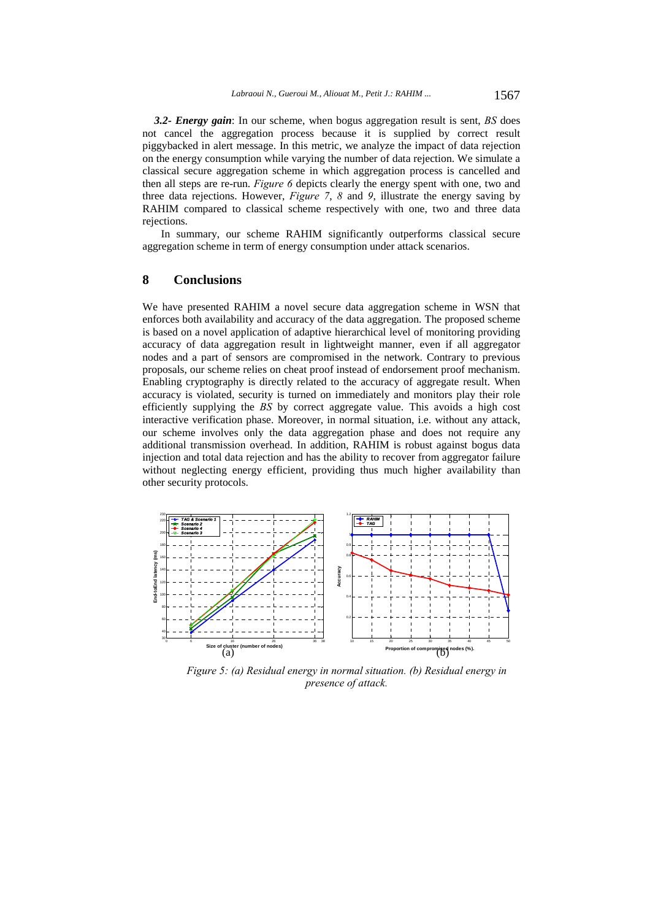***3.2- Energy gain***: In our scheme, when bogus aggregation result is sent, *BS* does not cancel the aggregation process because it is supplied by correct result piggybacked in alert message. In this metric, we analyze the impact of data rejection on the energy consumption while varying the number of data rejection. We simulate a classical secure aggregation scheme in which aggregation process is cancelled and then all steps are re-run. *Figure 6* depicts clearly the energy spent with one, two and three data rejections. However, *Figure 7*, *8* and *9*, illustrate the energy saving by RAHIM compared to classical scheme respectively with one, two and three data rejections.

In summary, our scheme RAHIM significantly outperforms classical secure aggregation scheme in term of energy consumption under attack scenarios.

# 8 Conclusions

We have presented RAHIM a novel secure data aggregation scheme in WSN that enforces both availability and accuracy of the data aggregation. The proposed scheme is based on a novel application of adaptive hierarchical level of monitoring providing accuracy of data aggregation result in lightweight manner, even if all aggregator nodes and a part of sensors are compromised in the network. Contrary to previous proposals, our scheme relies on cheat proof instead of endorsement proof mechanism. Enabling cryptography is directly related to the accuracy of aggregate result. When accuracy is violated, security is turned on immediately and monitors play their role efficiently supplying the *BS* by correct aggregate value. This avoids a high cost interactive verification phase. Moreover, in normal situation, i.e. without any attack, our scheme involves only the data aggregation phase and does not require any additional transmission overhead. In addition, RAHIM is robust against bogus data injection and total data rejection and has the ability to recover from aggregator failure without neglecting energy efficient, providing thus much higher availability than other security protocols.

(a) (b)

*Figure 5: (a) Residual energy in normal situation. (b) Residual energy in presence of attack.*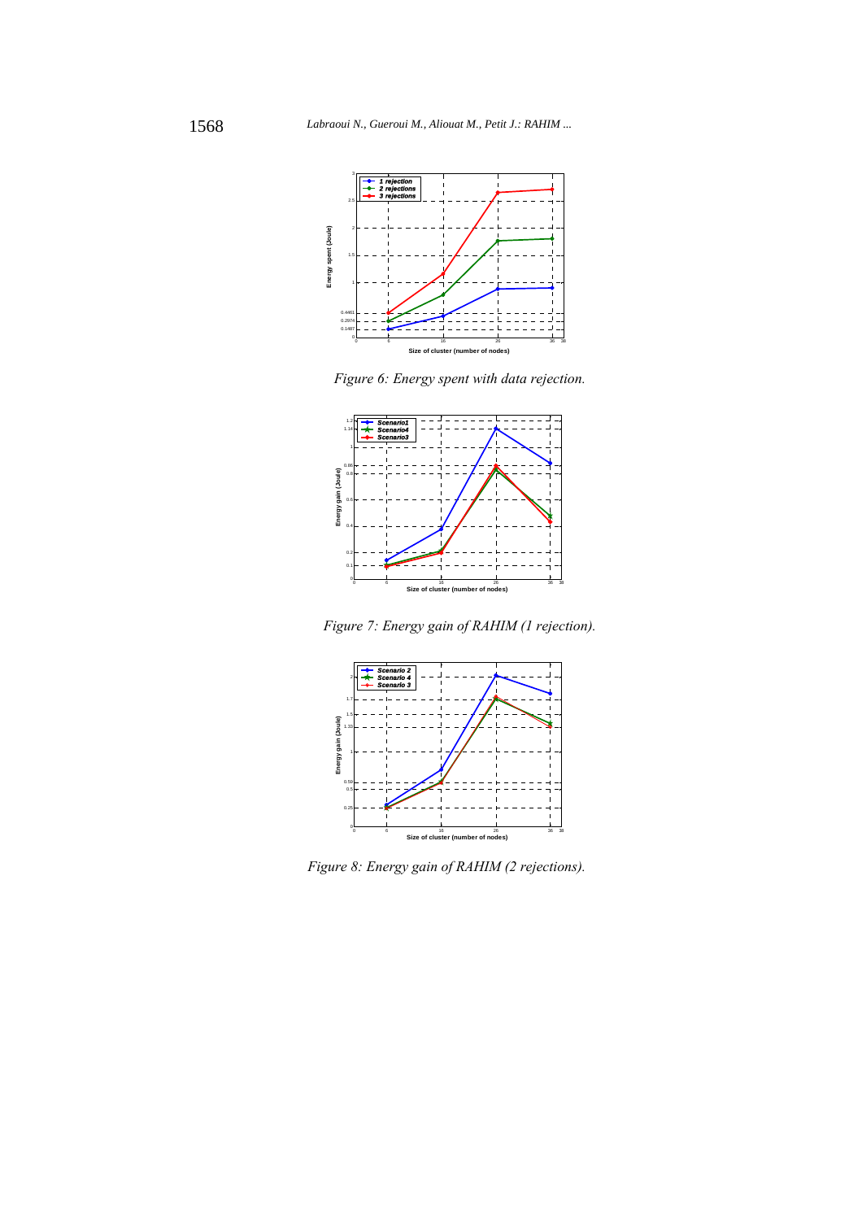Figure 6: Energy spent with data rejection.

Figure 7: Energy gain of RAHIM (1 rejection).

Figure 8: Energy gain of RAHIM (2 rejections).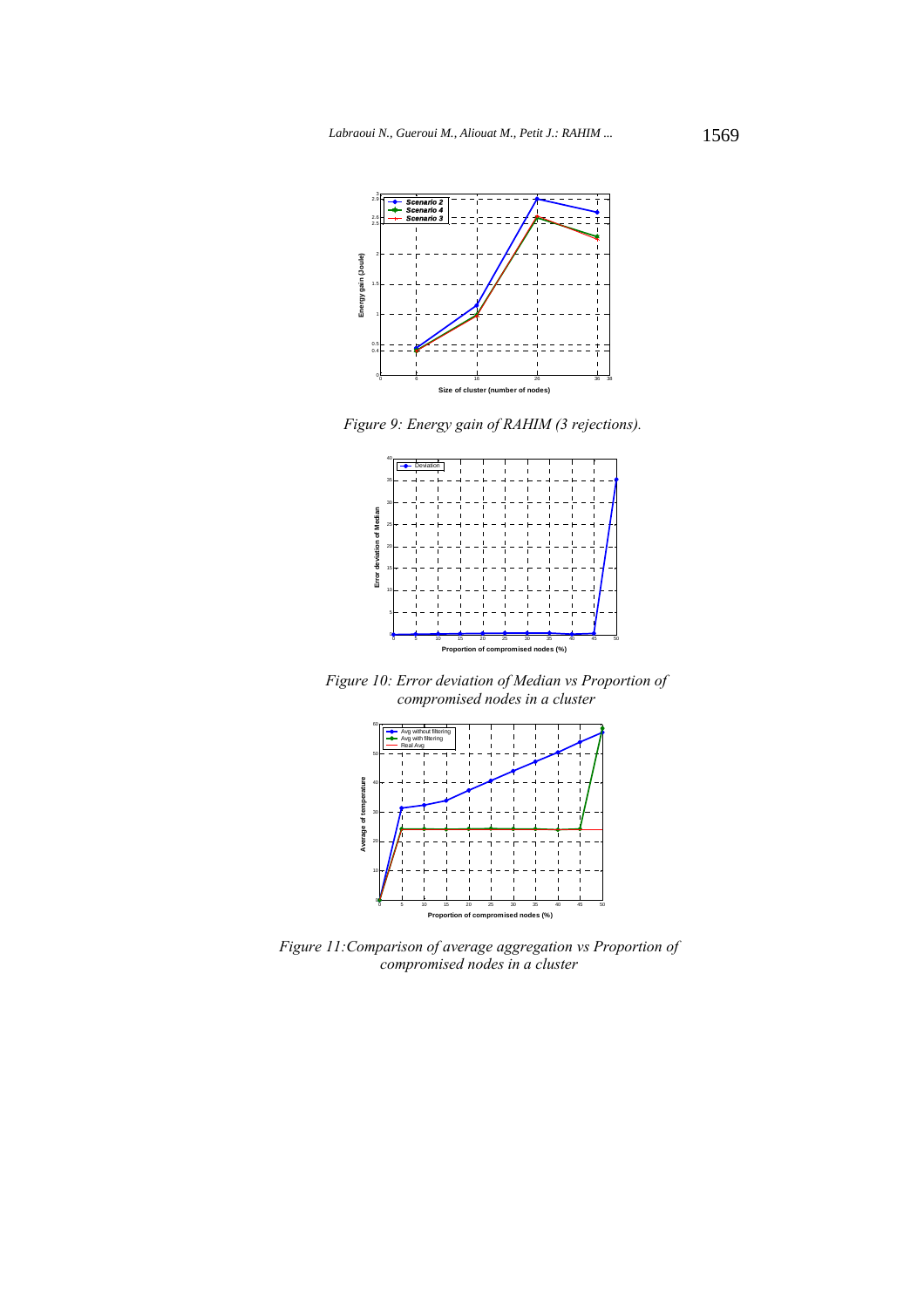*Figure 9: Energy gain of RAHIM (3 rejections).*

*Figure 10: Error deviation of Median vs Proportion of compromised nodes in a cluster*

*Figure 11:Comparison of average aggregation vs Proportion of compromised nodes in a cluster*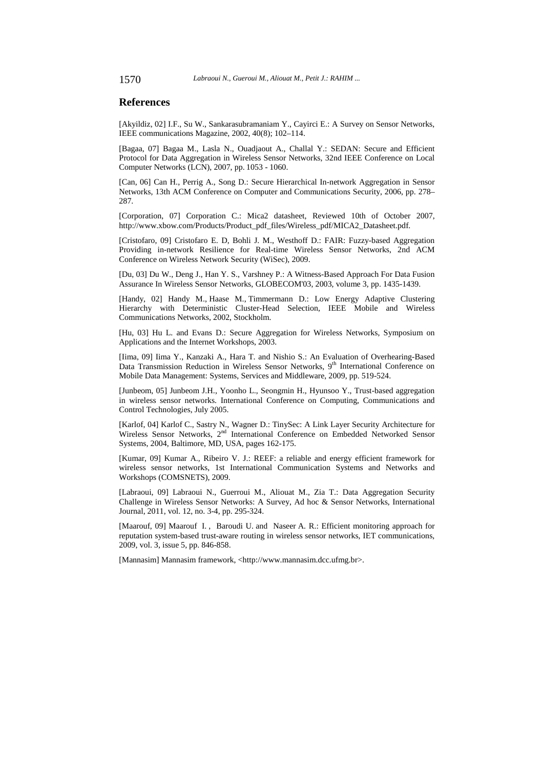## References

[Akyildiz, 02] I.F., Su W., Sankarasubramaniam Y., Cayirci E.: A Survey on Sensor Networks, IEEE communications Magazine, 2002, 40(8); 102–114.

[Bagaa, 07] Bagaa M., Lasla N., Ouadjaout A., Challal Y.: SEDAN: Secure and Efficient Protocol for Data Aggregation in Wireless Sensor Networks, 32nd IEEE Conference on Local Computer Networks (LCN), 2007, pp. 1053 - 1060.

[Can, 06] Can H., Perrig A., Song D.: Secure Hierarchical In-network Aggregation in Sensor Networks, 13th ACM Conference on Computer and Communications Security, 2006, pp. 278–287.

[Corporation, 07] Corporation C.: Mica2 datasheet, Reviewed 10th of October 2007, http://www.xbow.com/Products/Product_pdf_files/Wireless_pdf/MICA2_Datasheet.pdf.

[Cristofaro, 09] Cristofaro E. D, Bohli J. M., Westhoff D.: FAIR: Fuzzy-based Aggregation Providing in-network Resilience for Real-time Wireless Sensor Networks, 2nd ACM Conference on Wireless Network Security (WiSec), 2009.

[Du, 03] Du W., Deng J., Han Y. S., Varshney P.: A Witness-Based Approach For Data Fusion Assurance In Wireless Sensor Networks, GLOBECOM'03, 2003, volume 3, pp. 1435-1439.

[Handy, 02] Handy M., Haase M., Timmermann D.: Low Energy Adaptive Clustering Hierarchy with Deterministic Cluster-Head Selection, IEEE Mobile and Wireless Communications Networks, 2002, Stockholm.

[Hu, 03] Hu L. and Evans D.: Secure Aggregation for Wireless Networks, Symposium on Applications and the Internet Workshops, 2003.

[Iima, 09] Iima Y., Kanzaki A., Hara T. and Nishio S.: An Evaluation of Overhearing-Based Data Transmission Reduction in Wireless Sensor Networks, 9th International Conference on Mobile Data Management: Systems, Services and Middleware, 2009, pp. 519-524.

[Junbeom, 05] Junbeom J.H., Yoonho L., Seongmin H., Hyunsoo Y., Trust-based aggregation in wireless sensor networks. International Conference on Computing, Communications and Control Technologies, July 2005.

[Karlof, 04] Karlof C., Sastry N., Wagner D.: TinySec: A Link Layer Security Architecture for Wireless Sensor Networks, 2nd International Conference on Embedded Networked Sensor Systems, 2004, Baltimore, MD, USA, pages 162-175.

[Kumar, 09] Kumar A., Ribeiro V. J.: REEF: a reliable and energy efficient framework for wireless sensor networks, 1st International Communication Systems and Networks and Workshops (COMSNETS), 2009.

[Labraoui, 09] Labraoui N., Guerroui M., Aliouat M., Zia T.: Data Aggregation Security Challenge in Wireless Sensor Networks: A Survey, Ad hoc & Sensor Networks, International Journal, 2011, vol. 12, no. 3-4, pp. 295-324.

[Maarouf, 09] Maarouf I. , Baroudi U. and Naseer A. R.: Efficient monitoring approach for reputation system-based trust-aware routing in wireless sensor networks, IET communications, 2009, vol. 3, issue 5, pp. 846-858.

[Mannasim] Mannasim framework, <http://www.mannasim.dcc.ufmg.br>.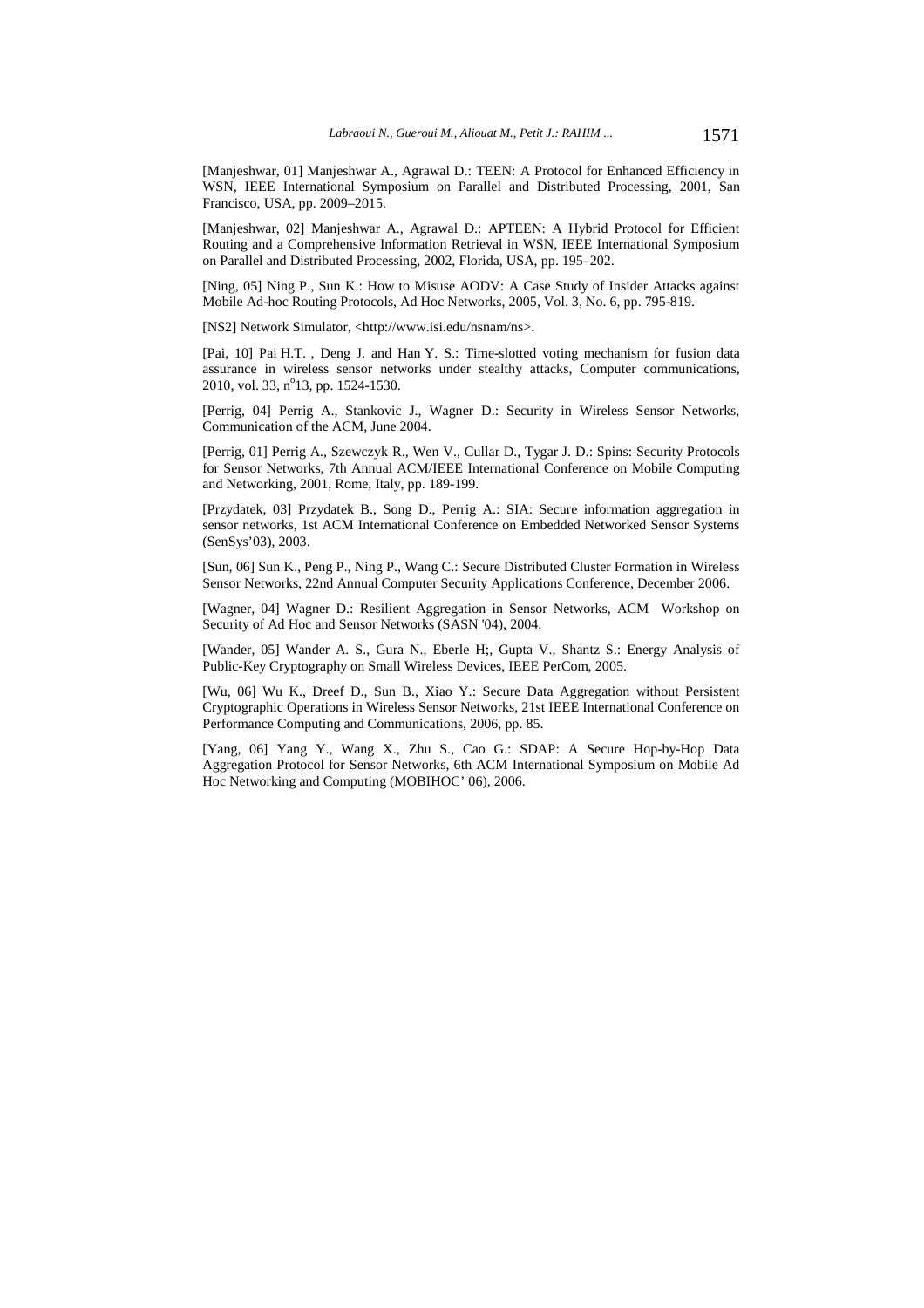[Manjeshwar, 01] Manjeshwar A., Agrawal D.: TEEN: A Protocol for Enhanced Efficiency in WSN, IEEE International Symposium on Parallel and Distributed Processing, 2001, San Francisco, USA, pp. 2009–2015.

[Manjeshwar, 02] Manjeshwar A., Agrawal D.: APTEEN: A Hybrid Protocol for Efficient Routing and a Comprehensive Information Retrieval in WSN, IEEE International Symposium on Parallel and Distributed Processing, 2002, Florida, USA, pp. 195–202.

[Ning, 05] Ning P., Sun K.: How to Misuse AODV: A Case Study of Insider Attacks against Mobile Ad-hoc Routing Protocols, Ad Hoc Networks, 2005, Vol. 3, No. 6, pp. 795-819.

[NS2] Network Simulator, <http://www.isi.edu/nsnam/ns>.

[Pai, 10] Pai H.T. , Deng J. and Han Y. S.: Time-slotted voting mechanism for fusion data assurance in wireless sensor networks under stealthy attacks, Computer communications, 2010, vol. 33, n°13, pp. 1524-1530.

[Perrig, 04] Perrig A., Stankovic J., Wagner D.: Security in Wireless Sensor Networks, Communication of the ACM, June 2004.

[Perrig, 01] Perrig A., Szewczyk R., Wen V., Cullar D., Tygar J. D.: Spins: Security Protocols for Sensor Networks, 7th Annual ACM/IEEE International Conference on Mobile Computing and Networking, 2001, Rome, Italy, pp. 189-199.

[Przydatek, 03] Przydatek B., Song D., Perrig A.: SIA: Secure information aggregation in sensor networks, 1st ACM International Conference on Embedded Networked Sensor Systems (SenSys'03), 2003.

[Sun, 06] Sun K., Peng P., Ning P., Wang C.: Secure Distributed Cluster Formation in Wireless Sensor Networks, 22nd Annual Computer Security Applications Conference, December 2006.

[Wagner, 04] Wagner D.: Resilient Aggregation in Sensor Networks, ACM Workshop on Security of Ad Hoc and Sensor Networks (SASN '04), 2004.

[Wander, 05] Wander A. S., Gura N., Eberle H;, Gupta V., Shantz S.: Energy Analysis of Public-Key Cryptography on Small Wireless Devices, IEEE PerCom, 2005.

[Wu, 06] Wu K., Dreef D., Sun B., Xiao Y.: Secure Data Aggregation without Persistent Cryptographic Operations in Wireless Sensor Networks, 21st IEEE International Conference on Performance Computing and Communications, 2006, pp. 85.

[Yang, 06] Yang Y., Wang X., Zhu S., Cao G.: SDAP: A Secure Hop-by-Hop Data Aggregation Protocol for Sensor Networks, 6th ACM International Symposium on Mobile Ad Hoc Networking and Computing (MOBIHOC' 06), 2006.